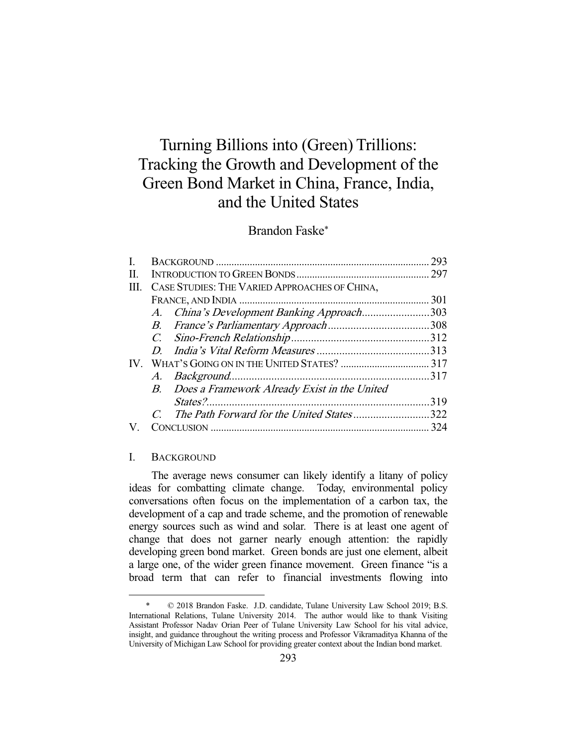# Turning Billions into (Green) Trillions: Tracking the Growth and Development of the Green Bond Market in China, France, India, and the United States

Brandon Faske*

| | | |
|---|---|---|
| I. | BACKGROUND | 293 |
| II. | INTRODUCTION TO GREEN BONDS | 297 |
| III. | CASE STUDIES: THE VARIED APPROACHES OF CHINA, FRANCE, AND INDIA | 301 |
| | *A. China's Development Banking Approach* | 303 |
| | *B. France's Parliamentary Approach* | 308 |
| | *C. Sino-French Relationship* | 312 |
| | *D. India's Vital Reform Measures* | 313 |
| IV. | WHAT'S GOING ON IN THE UNITED STATES? | 317 |
| | *A. Background* | 317 |
| | *B. Does a Framework Already Exist in the United States?* | 319 |
| | *C. The Path Forward for the United States* | 322 |
| V. | CONCLUSION | 324 |

## I. BACKGROUND

The average news consumer can likely identify a litany of policy ideas for combatting climate change. Today, environmental policy conversations often focus on the implementation of a carbon tax, the development of a cap and trade scheme, and the promotion of renewable energy sources such as wind and solar. There is at least one agent of change that does not garner nearly enough attention: the rapidly developing green bond market. Green bonds are just one element, albeit a large one, of the wider green finance movement. Green finance "is a broad term that can refer to financial investments flowing into

---

\* © 2018 Brandon Faske. J.D. candidate, Tulane University Law School 2019; B.S. International Relations, Tulane University 2014. The author would like to thank Visiting Assistant Professor Nadav Orian Peer of Tulane University Law School for his vital advice, insight, and guidance throughout the writing process and Professor Vikramaditya Khanna of the University of Michigan Law School for providing greater context about the Indian bond market.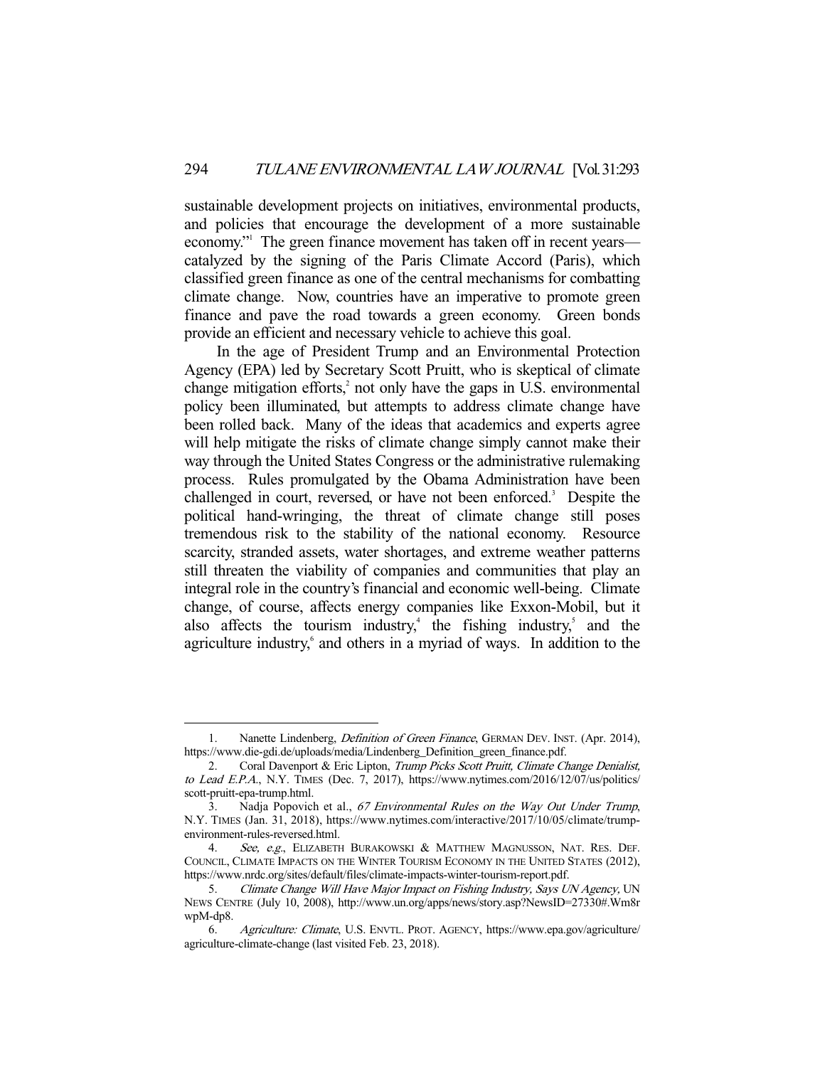sustainable development projects on initiatives, environmental products, and policies that encourage the development of a more sustainable economy."[1] The green finance movement has taken off in recent years—catalyzed by the signing of the Paris Climate Accord (Paris), which classified green finance as one of the central mechanisms for combatting climate change. Now, countries have an imperative to promote green finance and pave the road towards a green economy. Green bonds provide an efficient and necessary vehicle to achieve this goal.

In the age of President Trump and an Environmental Protection Agency (EPA) led by Secretary Scott Pruitt, who is skeptical of climate change mitigation efforts,[2] not only have the gaps in U.S. environmental policy been illuminated, but attempts to address climate change have been rolled back. Many of the ideas that academics and experts agree will help mitigate the risks of climate change simply cannot make their way through the United States Congress or the administrative rulemaking process. Rules promulgated by the Obama Administration have been challenged in court, reversed, or have not been enforced.[3] Despite the political hand-wringing, the threat of climate change still poses tremendous risk to the stability of the national economy. Resource scarcity, stranded assets, water shortages, and extreme weather patterns still threaten the viability of companies and communities that play an integral role in the country's financial and economic well-being. Climate change, of course, affects energy companies like Exxon-Mobil, but it also affects the tourism industry,[4] the fishing industry,[5] and the agriculture industry,[6] and others in a myriad of ways. In addition to the

---

1. Nanette Lindenberg, *Definition of Green Finance*, GERMAN DEV. INST. (Apr. 2014), https://www.die-gdi.de/uploads/media/Lindenberg_Definition_green_finance.pdf.
2. Coral Davenport & Eric Lipton, *Trump Picks Scott Pruitt, Climate Change Denialist, to Lead E.P.A.*, N.Y. TIMES (Dec. 7, 2017), https://www.nytimes.com/2016/12/07/us/politics/scott-pruitt-epa-trump.html.
3. Nadja Popovich et al., *67 Environmental Rules on the Way Out Under Trump*, N.Y. TIMES (Jan. 31, 2018), https://www.nytimes.com/interactive/2017/10/05/climate/trump-environment-rules-reversed.html.
4. *See, e.g.*, ELIZABETH BURAKOWSKI & MATTHEW MAGNUSSON, NAT. RES. DEF. COUNCIL, CLIMATE IMPACTS ON THE WINTER TOURISM ECONOMY IN THE UNITED STATES (2012), https://www.nrdc.org/sites/default/files/climate-impacts-winter-tourism-report.pdf.
5. *Climate Change Will Have Major Impact on Fishing Industry, Says UN Agency,* UN NEWS CENTRE (July 10, 2008), http://www.un.org/apps/news/story.asp?NewsID=27330#.Wm8rwpM-dp8.
6. *Agriculture: Climate*, U.S. ENVTL. PROT. AGENCY, https://www.epa.gov/agriculture/agriculture-climate-change (last visited Feb. 23, 2018).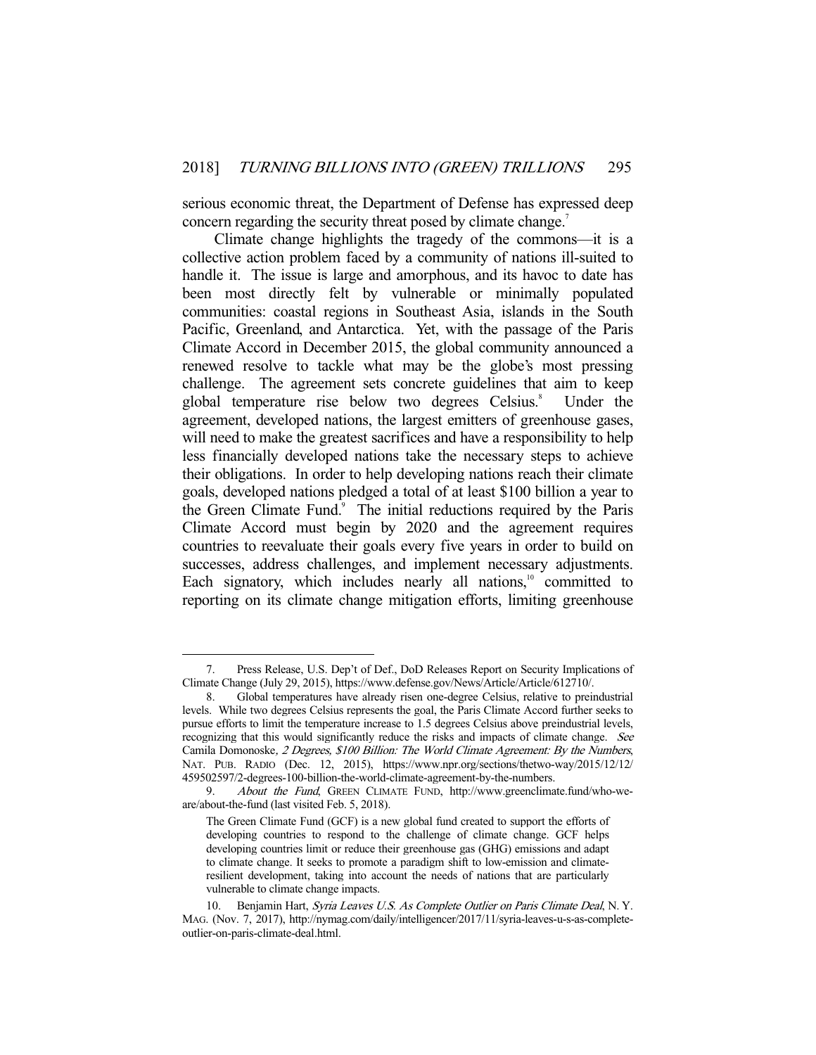serious economic threat, the Department of Defense has expressed deep concern regarding the security threat posed by climate change.[7]

Climate change highlights the tragedy of the commons—it is a collective action problem faced by a community of nations ill-suited to handle it. The issue is large and amorphous, and its havoc to date has been most directly felt by vulnerable or minimally populated communities: coastal regions in Southeast Asia, islands in the South Pacific, Greenland, and Antarctica. Yet, with the passage of the Paris Climate Accord in December 2015, the global community announced a renewed resolve to tackle what may be the globe's most pressing challenge. The agreement sets concrete guidelines that aim to keep global temperature rise below two degrees Celsius.[8] Under the agreement, developed nations, the largest emitters of greenhouse gases, will need to make the greatest sacrifices and have a responsibility to help less financially developed nations take the necessary steps to achieve their obligations. In order to help developing nations reach their climate goals, developed nations pledged a total of at least $100 billion a year to the Green Climate Fund.[9] The initial reductions required by the Paris Climate Accord must begin by 2020 and the agreement requires countries to reevaluate their goals every five years in order to build on successes, address challenges, and implement necessary adjustments. Each signatory, which includes nearly all nations,[10] committed to reporting on its climate change mitigation efforts, limiting greenhouse

---

7. Press Release, U.S. Dep't of Def., DoD Releases Report on Security Implications of Climate Change (July 29, 2015), https://www.defense.gov/News/Article/Article/612710/.

8. Global temperatures have already risen one-degree Celsius, relative to preindustrial levels. While two degrees Celsius represents the goal, the Paris Climate Accord further seeks to pursue efforts to limit the temperature increase to 1.5 degrees Celsius above preindustrial levels, recognizing that this would significantly reduce the risks and impacts of climate change. *See* Camila Domonoske, *2 Degrees, $100 Billion: The World Climate Agreement: By the Numbers*, NAT. PUB. RADIO (Dec. 12, 2015), https://www.npr.org/sections/thetwo-way/2015/12/12/459502597/2-degrees-100-billion-the-world-climate-agreement-by-the-numbers.

9. *About the Fund*, GREEN CLIMATE FUND, http://www.greenclimate.fund/who-we-are/about-the-fund (last visited Feb. 5, 2018).

> The Green Climate Fund (GCF) is a new global fund created to support the efforts of developing countries to respond to the challenge of climate change. GCF helps developing countries limit or reduce their greenhouse gas (GHG) emissions and adapt to climate change. It seeks to promote a paradigm shift to low-emission and climate-resilient development, taking into account the needs of nations that are particularly vulnerable to climate change impacts.

10. Benjamin Hart, *Syria Leaves U.S. As Complete Outlier on Paris Climate Deal*, N.Y. MAG. (Nov. 7, 2017), http://nymag.com/daily/intelligencer/2017/11/syria-leaves-u-s-as-complete-outlier-on-paris-climate-deal.html.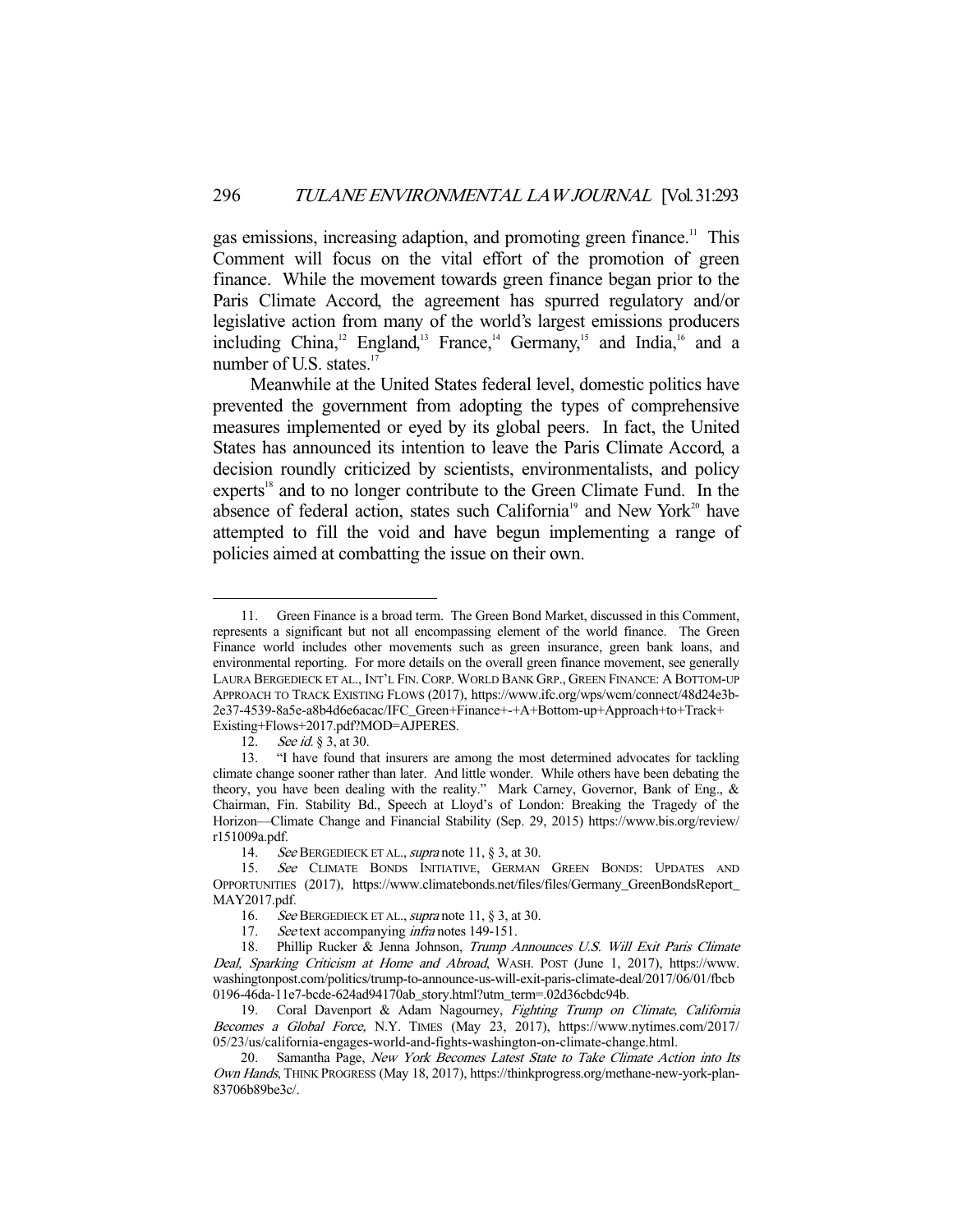gas emissions, increasing adaption, and promoting green finance.[11] This Comment will focus on the vital effort of the promotion of green finance. While the movement towards green finance began prior to the Paris Climate Accord, the agreement has spurred regulatory and/or legislative action from many of the world's largest emissions producers including China,[12] England,[13] France,[14] Germany,[15] and India,[16] and a number of U.S. states.[17]

Meanwhile at the United States federal level, domestic politics have prevented the government from adopting the types of comprehensive measures implemented or eyed by its global peers. In fact, the United States has announced its intention to leave the Paris Climate Accord, a decision roundly criticized by scientists, environmentalists, and policy experts[18] and to no longer contribute to the Green Climate Fund. In the absence of federal action, states such California[19] and New York[20] have attempted to fill the void and have begun implementing a range of policies aimed at combatting the issue on their own.

---

11. Green Finance is a broad term. The Green Bond Market, discussed in this Comment, represents a significant but not all encompassing element of the world finance. The Green Finance world includes other movements such as green insurance, green bank loans, and environmental reporting. For more details on the overall green finance movement, see generally LAURA BERGEDIECK ET AL., INT'L FIN. CORP. WORLD BANK GRP., GREEN FINANCE: A BOTTOM-UP APPROACH TO TRACK EXISTING FLOWS (2017), https://www.ifc.org/wps/wcm/connect/48d24e3b-2e37-4539-8a5e-a8b4d6e6acac/IFC_Green+Finance+-+A+Bottom-up+Approach+to+Track+Existing+Flows+2017.pdf?MOD=AJPERES.

12. *See id.* § 3, at 30.

13. "I have found that insurers are among the most determined advocates for tackling climate change sooner rather than later. And little wonder. While others have been debating the theory, you have been dealing with the reality." Mark Carney, Governor, Bank of Eng., & Chairman, Fin. Stability Bd., Speech at Lloyd's of London: Breaking the Tragedy of the Horizon—Climate Change and Financial Stability (Sep. 29, 2015) https://www.bis.org/review/r151009a.pdf.

14. *See* BERGEDIECK ET AL., *supra* note 11, § 3, at 30.

15. *See* CLIMATE BONDS INITIATIVE, GERMAN GREEN BONDS: UPDATES AND OPPORTUNITIES (2017), https://www.climatebonds.net/files/files/Germany_GreenBondsReport_MAY2017.pdf.

16. *See* BERGEDIECK ET AL., *supra* note 11, § 3, at 30.

17. *See* text accompanying *infra* notes 149-151.

18. Phillip Rucker & Jenna Johnson, *Trump Announces U.S. Will Exit Paris Climate Deal, Sparking Criticism at Home and Abroad*, WASH. POST (June 1, 2017), https://www.washingtonpost.com/politics/trump-to-announce-us-will-exit-paris-climate-deal/2017/06/01/fbcb0196-46da-11e7-bcde-624ad94170ab_story.html?utm_term=.02d36cbdc94b.

19. Coral Davenport & Adam Nagourney, *Fighting Trump on Climate, California Becomes a Global Force,* N.Y. TIMES (May 23, 2017), https://www.nytimes.com/2017/05/23/us/california-engages-world-and-fights-washington-on-climate-change.html.

20. Samantha Page, *New York Becomes Latest State to Take Climate Action into Its Own Hands*, THINK PROGRESS (May 18, 2017), https://thinkprogress.org/methane-new-york-plan-83706b89be3c/.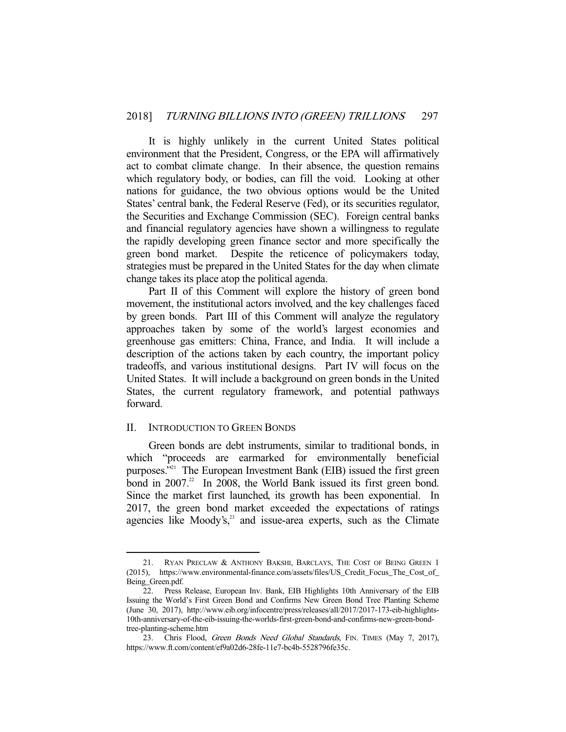It is highly unlikely in the current United States political environment that the President, Congress, or the EPA will affirmatively act to combat climate change. In their absence, the question remains which regulatory body, or bodies, can fill the void. Looking at other nations for guidance, the two obvious options would be the United States' central bank, the Federal Reserve (Fed), or its securities regulator, the Securities and Exchange Commission (SEC). Foreign central banks and financial regulatory agencies have shown a willingness to regulate the rapidly developing green finance sector and more specifically the green bond market. Despite the reticence of policymakers today, strategies must be prepared in the United States for the day when climate change takes its place atop the political agenda.

Part II of this Comment will explore the history of green bond movement, the institutional actors involved, and the key challenges faced by green bonds. Part III of this Comment will analyze the regulatory approaches taken by some of the world's largest economies and greenhouse gas emitters: China, France, and India. It will include a description of the actions taken by each country, the important policy tradeoffs, and various institutional designs. Part IV will focus on the United States. It will include a background on green bonds in the United States, the current regulatory framework, and potential pathways forward.

## II. INTRODUCTION TO GREEN BONDS

Green bonds are debt instruments, similar to traditional bonds, in which "proceeds are earmarked for environmentally beneficial purposes."[21] The European Investment Bank (EIB) issued the first green bond in 2007.[22] In 2008, the World Bank issued its first green bond. Since the market first launched, its growth has been exponential. In 2017, the green bond market exceeded the expectations of ratings agencies like Moody's,[23] and issue-area experts, such as the Climate

---

21. RYAN PRECLAW & ANTHONY BAKSHI, BARCLAYS, THE COST OF BEING GREEN 1 (2015), https://www.environmental-finance.com/assets/files/US_Credit_Focus_The_Cost_of_Being_Green.pdf.

22. Press Release, European Inv. Bank, EIB Highlights 10th Anniversary of the EIB Issuing the World's First Green Bond and Confirms New Green Bond Tree Planting Scheme (June 30, 2017), http://www.eib.org/infocentre/press/releases/all/2017/2017-173-eib-highlights-10th-anniversary-of-the-eib-issuing-the-worlds-first-green-bond-and-confirms-new-green-bond-tree-planting-scheme.htm

23. Chris Flood, *Green Bonds Need Global Standards*, FIN. TIMES (May 7, 2017), https://www.ft.com/content/ef9a02d6-28fe-11e7-bc4b-5528796fe35c.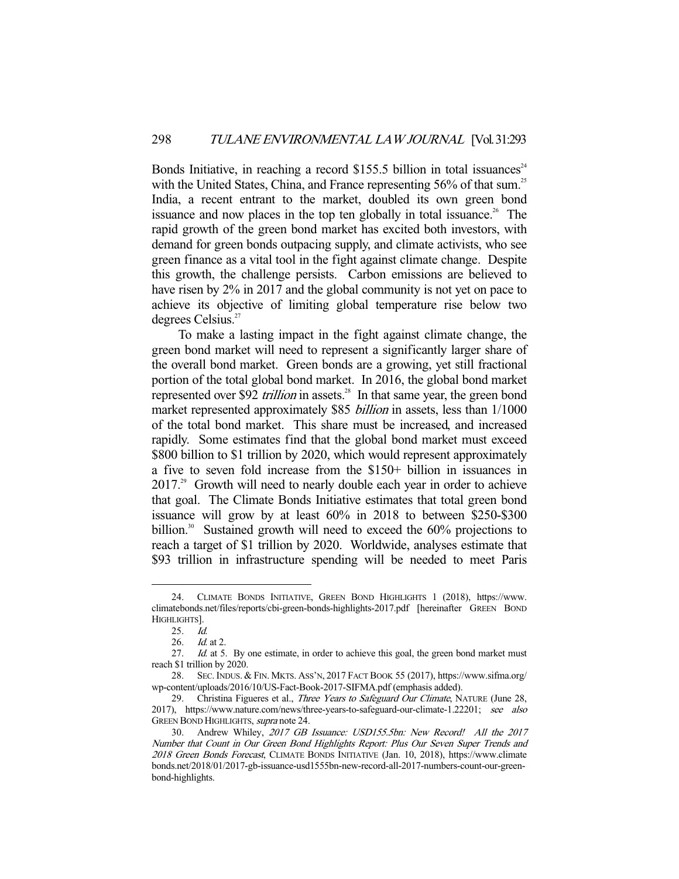Bonds Initiative, in reaching a record $155.5 billion in total issuances[24] with the United States, China, and France representing 56% of that sum.[25] India, a recent entrant to the market, doubled its own green bond issuance and now places in the top ten globally in total issuance.[26] The rapid growth of the green bond market has excited both investors, with demand for green bonds outpacing supply, and climate activists, who see green finance as a vital tool in the fight against climate change. Despite this growth, the challenge persists. Carbon emissions are believed to have risen by 2% in 2017 and the global community is not yet on pace to achieve its objective of limiting global temperature rise below two degrees Celsius.[27]

To make a lasting impact in the fight against climate change, the green bond market will need to represent a significantly larger share of the overall bond market. Green bonds are a growing, yet still fractional portion of the total global bond market. In 2016, the global bond market represented over $92 *trillion* in assets.[28] In that same year, the green bond market represented approximately $85 *billion* in assets, less than 1/1000 of the total bond market. This share must be increased, and increased rapidly. Some estimates find that the global bond market must exceed $800 billion to $1 trillion by 2020, which would represent approximately a five to seven fold increase from the $150+ billion in issuances in 2017.[29] Growth will need to nearly double each year in order to achieve that goal. The Climate Bonds Initiative estimates that total green bond issuance will grow by at least 60% in 2018 to between $250-$300 billion.[30] Sustained growth will need to exceed the 60% projections to reach a target of $1 trillion by 2020. Worldwide, analyses estimate that $93 trillion in infrastructure spending will be needed to meet Paris

---

24. CLIMATE BONDS INITIATIVE, GREEN BOND HIGHLIGHTS 1 (2018), https://www.climatebonds.net/files/reports/cbi-green-bonds-highlights-2017.pdf [hereinafter GREEN BOND HIGHLIGHTS].

25. *Id.*

26. *Id.* at 2.

27. *Id.* at 5. By one estimate, in order to achieve this goal, the green bond market must reach $1 trillion by 2020.

28. SEC. INDUS. & FIN. MKTS. ASS'N, 2017 FACT BOOK 55 (2017), https://www.sifma.org/wp-content/uploads/2016/10/US-Fact-Book-2017-SIFMA.pdf (emphasis added).

29. Christina Figueres et al., *Three Years to Safeguard Our Climate*, NATURE (June 28, 2017), https://www.nature.com/news/three-years-to-safeguard-our-climate-1.22201; *see also* GREEN BOND HIGHLIGHTS, *supra* note 24.

30. Andrew Whiley, *2017 GB Issuance: USD155.5bn: New Record! All the 2017 Number that Count in Our Green Bond Highlights Report: Plus Our Seven Super Trends and 2018 Green Bonds Forecast*, CLIMATE BONDS INITIATIVE (Jan. 10, 2018), https://www.climatebonds.net/2018/01/2017-gb-issuance-usd1555bn-new-record-all-2017-numbers-count-our-green-bond-highlights.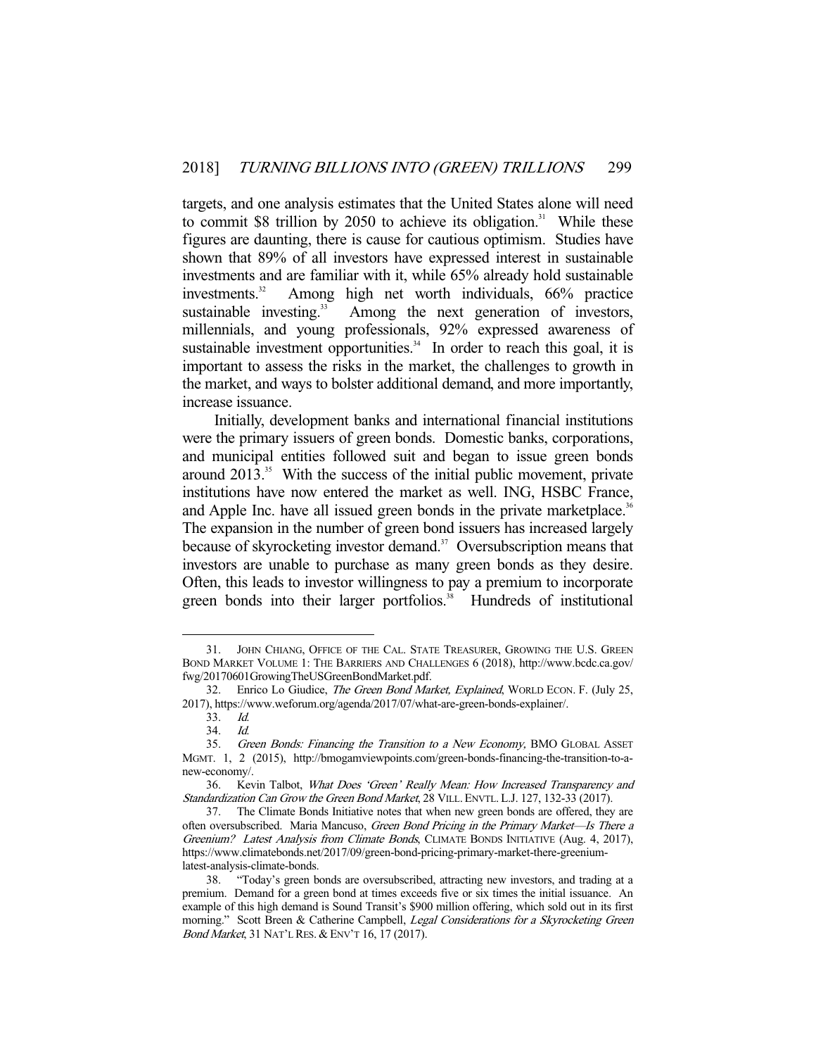targets, and one analysis estimates that the United States alone will need to commit $8 trillion by 2050 to achieve its obligation.[31] While these figures are daunting, there is cause for cautious optimism. Studies have shown that 89% of all investors have expressed interest in sustainable investments and are familiar with it, while 65% already hold sustainable investments.[32] Among high net worth individuals, 66% practice sustainable investing.[33] Among the next generation of investors, millennials, and young professionals, 92% expressed awareness of sustainable investment opportunities.[34] In order to reach this goal, it is important to assess the risks in the market, the challenges to growth in the market, and ways to bolster additional demand, and more importantly, increase issuance.

Initially, development banks and international financial institutions were the primary issuers of green bonds. Domestic banks, corporations, and municipal entities followed suit and began to issue green bonds around 2013.[35] With the success of the initial public movement, private institutions have now entered the market as well. ING, HSBC France, and Apple Inc. have all issued green bonds in the private marketplace.[36] The expansion in the number of green bond issuers has increased largely because of skyrocketing investor demand.[37] Oversubscription means that investors are unable to purchase as many green bonds as they desire. Often, this leads to investor willingness to pay a premium to incorporate green bonds into their larger portfolios.[38] Hundreds of institutional

---

31. JOHN CHIANG, OFFICE OF THE CAL. STATE TREASURER, GROWING THE U.S. GREEN BOND MARKET VOLUME 1: THE BARRIERS AND CHALLENGES 6 (2018), http://www.bcdc.ca.gov/fwg/20170601GrowingTheUSGreenBondMarket.pdf.

32. Enrico Lo Giudice, *The Green Bond Market, Explained*, WORLD ECON. F. (July 25, 2017), https://www.weforum.org/agenda/2017/07/what-are-green-bonds-explainer/.

33. *Id.*

34. *Id.*

35. *Green Bonds: Financing the Transition to a New Economy,* BMO GLOBAL ASSET MGMT. 1, 2 (2015), http://bmogamviewpoints.com/green-bonds-financing-the-transition-to-a-new-economy/.

36. Kevin Talbot, *What Does 'Green' Really Mean: How Increased Transparency and Standardization Can Grow the Green Bond Market*, 28 VILL. ENVTL. L.J. 127, 132-33 (2017).

37. The Climate Bonds Initiative notes that when new green bonds are offered, they are often oversubscribed. Maria Mancuso, *Green Bond Pricing in the Primary Market—Is There a Greenium? Latest Analysis from Climate Bonds*, CLIMATE BONDS INITIATIVE (Aug. 4, 2017), https://www.climatebonds.net/2017/09/green-bond-pricing-primary-market-there-greenium-latest-analysis-climate-bonds.

38. "Today's green bonds are oversubscribed, attracting new investors, and trading at a premium. Demand for a green bond at times exceeds five or six times the initial issuance. An example of this high demand is Sound Transit's $900 million offering, which sold out in its first morning." Scott Breen & Catherine Campbell, *Legal Considerations for a Skyrocketing Green Bond Market*, 31 NAT'L RES. & ENV'T 16, 17 (2017).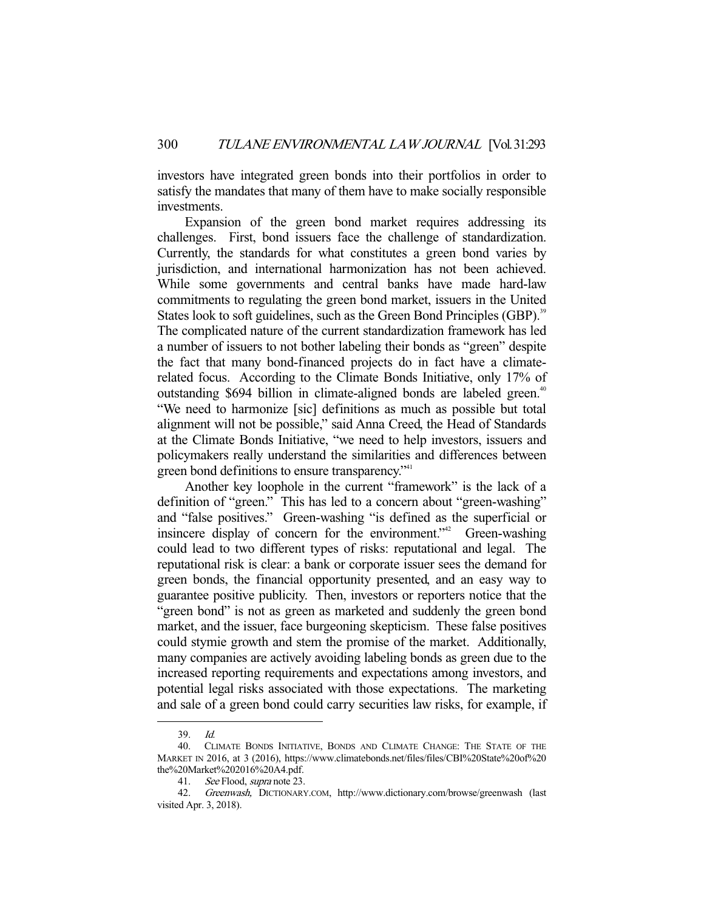investors have integrated green bonds into their portfolios in order to satisfy the mandates that many of them have to make socially responsible investments.

Expansion of the green bond market requires addressing its challenges. First, bond issuers face the challenge of standardization. Currently, the standards for what constitutes a green bond varies by jurisdiction, and international harmonization has not been achieved. While some governments and central banks have made hard-law commitments to regulating the green bond market, issuers in the United States look to soft guidelines, such as the Green Bond Principles (GBP).[39] The complicated nature of the current standardization framework has led a number of issuers to not bother labeling their bonds as "green" despite the fact that many bond-financed projects do in fact have a climate-related focus. According to the Climate Bonds Initiative, only 17% of outstanding $694 billion in climate-aligned bonds are labeled green.[40] "We need to harmonize [sic] definitions as much as possible but total alignment will not be possible," said Anna Creed, the Head of Standards at the Climate Bonds Initiative, "we need to help investors, issuers and policymakers really understand the similarities and differences between green bond definitions to ensure transparency."[41]

Another key loophole in the current "framework" is the lack of a definition of "green." This has led to a concern about "green-washing" and "false positives." Green-washing "is defined as the superficial or insincere display of concern for the environment."[42] Green-washing could lead to two different types of risks: reputational and legal. The reputational risk is clear: a bank or corporate issuer sees the demand for green bonds, the financial opportunity presented, and an easy way to guarantee positive publicity. Then, investors or reporters notice that the "green bond" is not as green as marketed and suddenly the green bond market, and the issuer, face burgeoning skepticism. These false positives could stymie growth and stem the promise of the market. Additionally, many companies are actively avoiding labeling bonds as green due to the increased reporting requirements and expectations among investors, and potential legal risks associated with those expectations. The marketing and sale of a green bond could carry securities law risks, for example, if

---

39. *Id.*

40. CLIMATE BONDS INITIATIVE, BONDS AND CLIMATE CHANGE: THE STATE OF THE MARKET IN 2016, at 3 (2016), https://www.climatebonds.net/files/files/CBI%20State%20of%20the%20Market%202016%20A4.pdf.

41. *See* Flood, *supra* note 23.

42. *Greenwash,* DICTIONARY.COM, http://www.dictionary.com/browse/greenwash (last visited Apr. 3, 2018).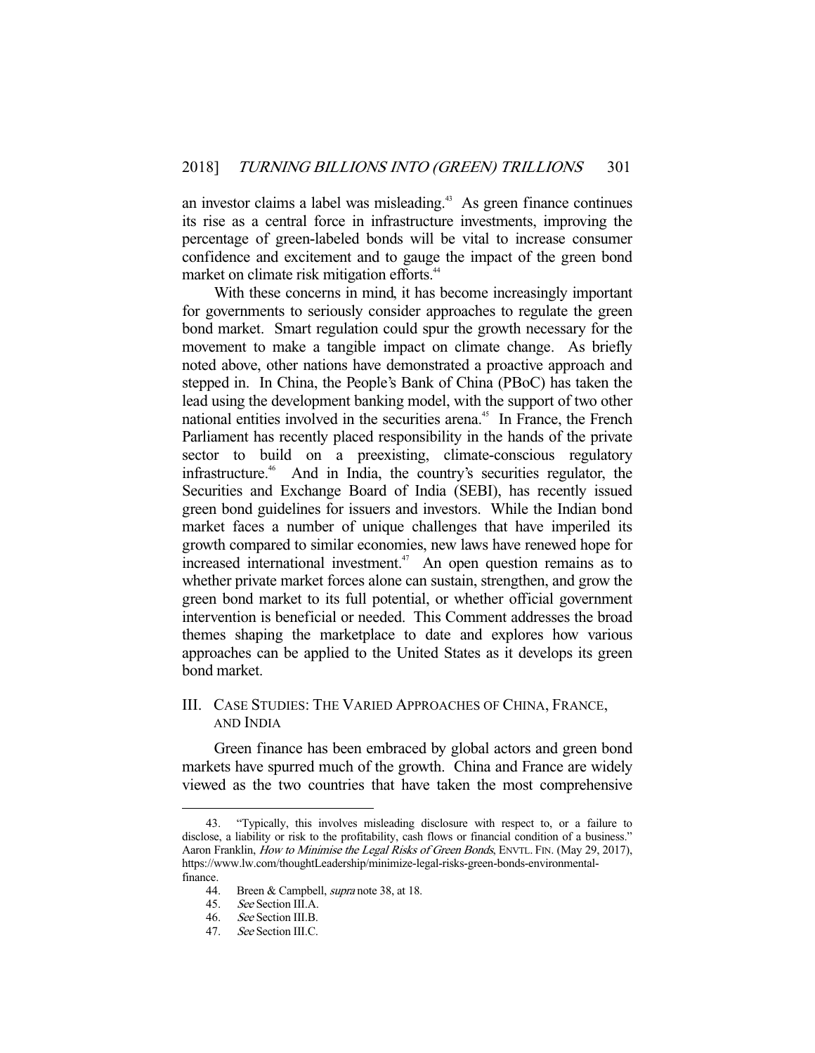an investor claims a label was misleading.[43] As green finance continues its rise as a central force in infrastructure investments, improving the percentage of green-labeled bonds will be vital to increase consumer confidence and excitement and to gauge the impact of the green bond market on climate risk mitigation efforts.[44]

With these concerns in mind, it has become increasingly important for governments to seriously consider approaches to regulate the green bond market. Smart regulation could spur the growth necessary for the movement to make a tangible impact on climate change. As briefly noted above, other nations have demonstrated a proactive approach and stepped in. In China, the People's Bank of China (PBoC) has taken the lead using the development banking model, with the support of two other national entities involved in the securities arena.[45] In France, the French Parliament has recently placed responsibility in the hands of the private sector to build on a preexisting, climate-conscious regulatory infrastructure.[46] And in India, the country's securities regulator, the Securities and Exchange Board of India (SEBI), has recently issued green bond guidelines for issuers and investors. While the Indian bond market faces a number of unique challenges that have imperiled its growth compared to similar economies, new laws have renewed hope for increased international investment.[47] An open question remains as to whether private market forces alone can sustain, strengthen, and grow the green bond market to its full potential, or whether official government intervention is beneficial or needed. This Comment addresses the broad themes shaping the marketplace to date and explores how various approaches can be applied to the United States as it develops its green bond market.

## III. CASE STUDIES: THE VARIED APPROACHES OF CHINA, FRANCE, AND INDIA

Green finance has been embraced by global actors and green bond markets have spurred much of the growth. China and France are widely viewed as the two countries that have taken the most comprehensive

---

43. "Typically, this involves misleading disclosure with respect to, or a failure to disclose, a liability or risk to the profitability, cash flows or financial condition of a business." Aaron Franklin, *How to Minimise the Legal Risks of Green Bonds*, ENVTL. FIN. (May 29, 2017), https://www.lw.com/thoughtLeadership/minimize-legal-risks-green-bonds-environmental-finance.

44. Breen & Campbell, *supra* note 38, at 18.

45. *See* Section III.A.

46. *See* Section III.B.

47. *See* Section III.C.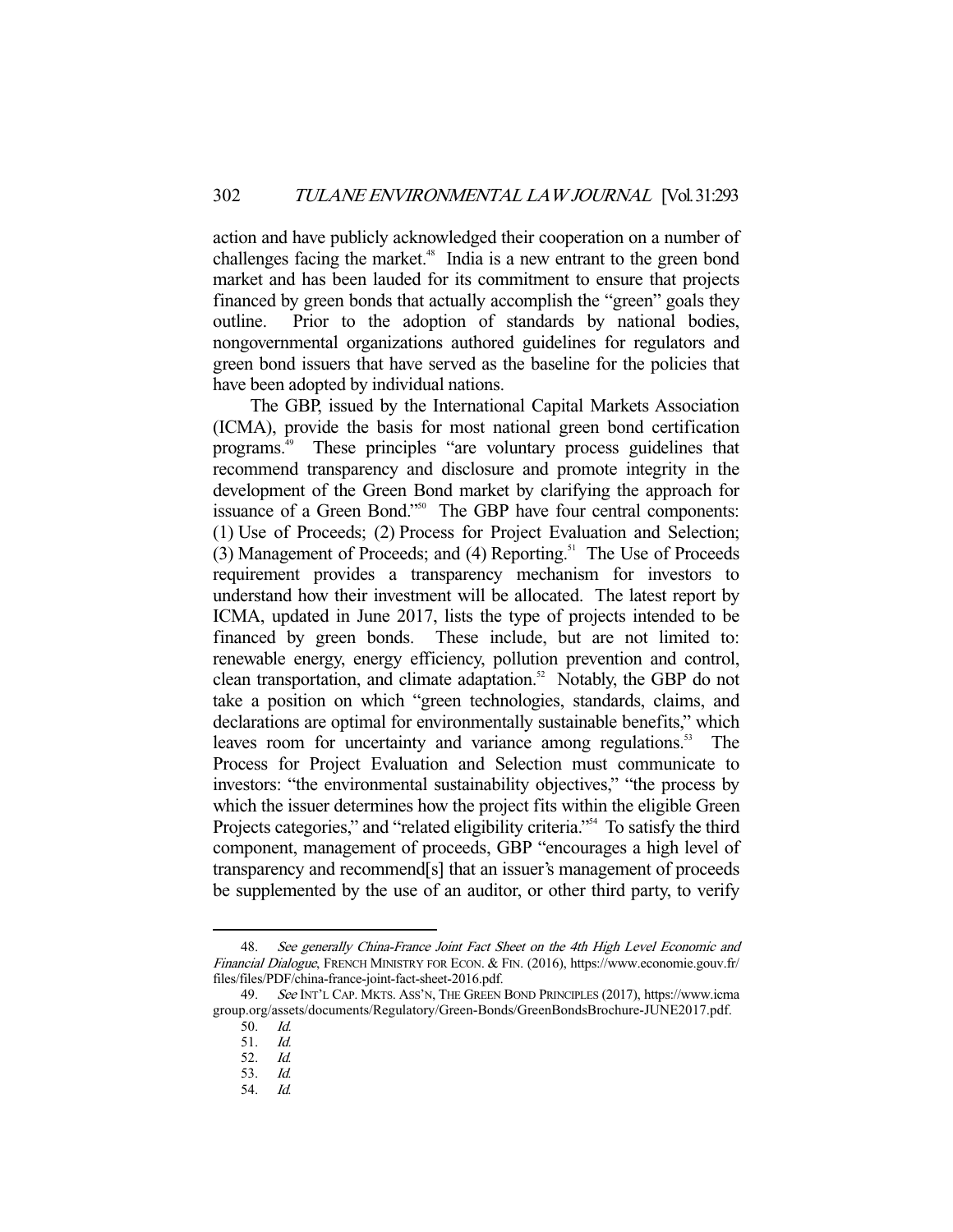action and have publicly acknowledged their cooperation on a number of challenges facing the market.[48] India is a new entrant to the green bond market and has been lauded for its commitment to ensure that projects financed by green bonds that actually accomplish the "green" goals they outline. Prior to the adoption of standards by national bodies, nongovernmental organizations authored guidelines for regulators and green bond issuers that have served as the baseline for the policies that have been adopted by individual nations.

The GBP, issued by the International Capital Markets Association (ICMA), provide the basis for most national green bond certification programs.[49] These principles "are voluntary process guidelines that recommend transparency and disclosure and promote integrity in the development of the Green Bond market by clarifying the approach for issuance of a Green Bond."[50] The GBP have four central components: (1) Use of Proceeds; (2) Process for Project Evaluation and Selection; (3) Management of Proceeds; and (4) Reporting.[51] The Use of Proceeds requirement provides a transparency mechanism for investors to understand how their investment will be allocated. The latest report by ICMA, updated in June 2017, lists the type of projects intended to be financed by green bonds. These include, but are not limited to: renewable energy, energy efficiency, pollution prevention and control, clean transportation, and climate adaptation.[52] Notably, the GBP do not take a position on which "green technologies, standards, claims, and declarations are optimal for environmentally sustainable benefits," which leaves room for uncertainty and variance among regulations.[53] The Process for Project Evaluation and Selection must communicate to investors: "the environmental sustainability objectives," "the process by which the issuer determines how the project fits within the eligible Green Projects categories," and "related eligibility criteria."[54] To satisfy the third component, management of proceeds, GBP "encourages a high level of transparency and recommend[s] that an issuer's management of proceeds be supplemented by the use of an auditor, or other third party, to verify

---

48. *See generally China-France Joint Fact Sheet on the 4th High Level Economic and Financial Dialogue*, FRENCH MINISTRY FOR ECON. & FIN. (2016), https://www.economie.gouv.fr/files/files/PDF/china-france-joint-fact-sheet-2016.pdf.

49. *See* INT'L CAP. MKTS. ASS'N, THE GREEN BOND PRINCIPLES (2017), https://www.icmagroup.org/assets/documents/Regulatory/Green-Bonds/GreenBondsBrochure-JUNE2017.pdf.

50. *Id.*

51. *Id.*

52. *Id.*

53. *Id.*

54. *Id.*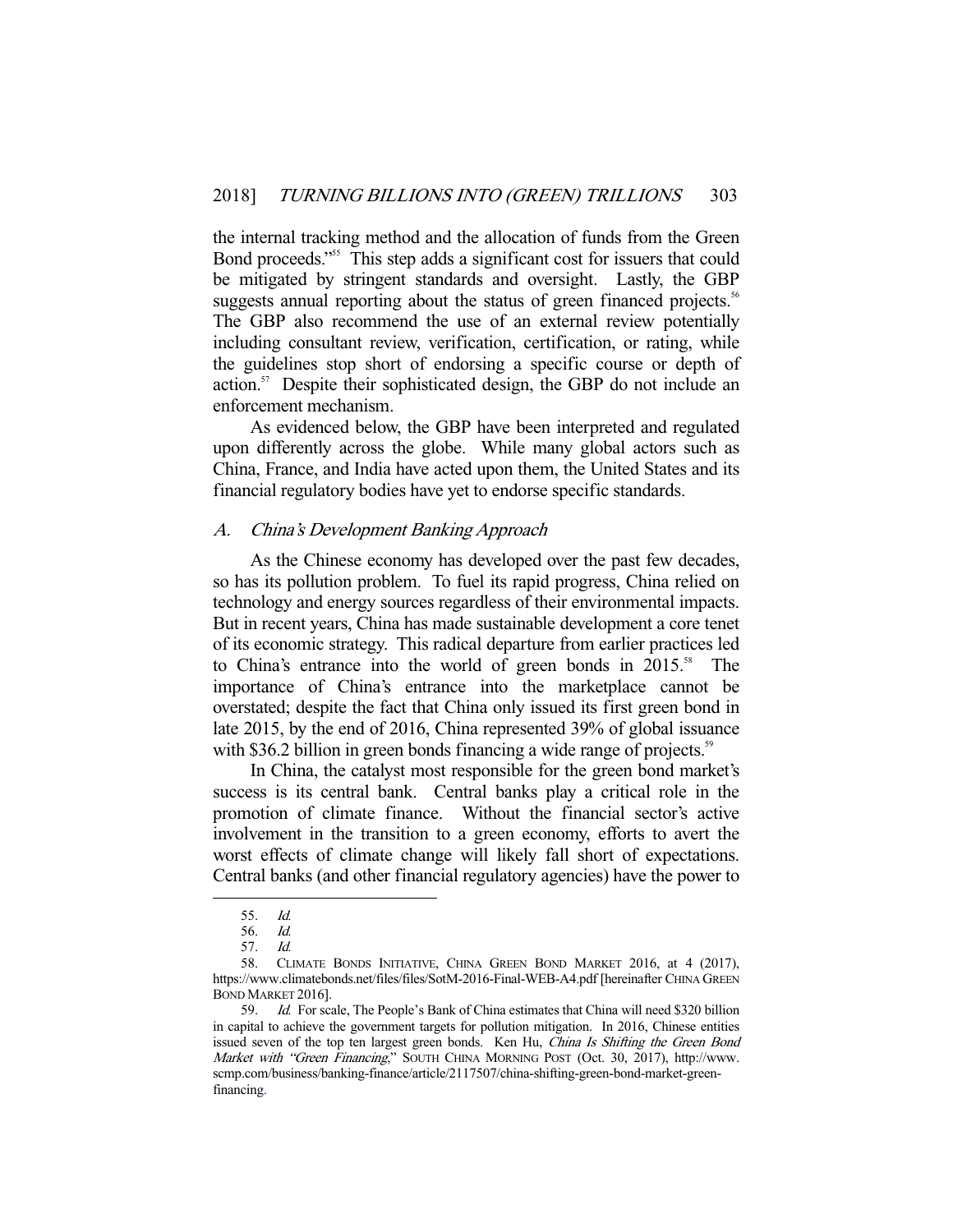the internal tracking method and the allocation of funds from the Green Bond proceeds."[55] This step adds a significant cost for issuers that could be mitigated by stringent standards and oversight. Lastly, the GBP suggests annual reporting about the status of green financed projects.[56] The GBP also recommend the use of an external review potentially including consultant review, verification, certification, or rating, while the guidelines stop short of endorsing a specific course or depth of action.[57] Despite their sophisticated design, the GBP do not include an enforcement mechanism.

As evidenced below, the GBP have been interpreted and regulated upon differently across the globe. While many global actors such as China, France, and India have acted upon them, the United States and its financial regulatory bodies have yet to endorse specific standards.

### A. *China's Development Banking Approach*

As the Chinese economy has developed over the past few decades, so has its pollution problem. To fuel its rapid progress, China relied on technology and energy sources regardless of their environmental impacts. But in recent years, China has made sustainable development a core tenet of its economic strategy. This radical departure from earlier practices led to China's entrance into the world of green bonds in 2015.[58] The importance of China's entrance into the marketplace cannot be overstated; despite the fact that China only issued its first green bond in late 2015, by the end of 2016, China represented 39% of global issuance with $36.2 billion in green bonds financing a wide range of projects.[59]

In China, the catalyst most responsible for the green bond market's success is its central bank. Central banks play a critical role in the promotion of climate finance. Without the financial sector's active involvement in the transition to a green economy, efforts to avert the worst effects of climate change will likely fall short of expectations. Central banks (and other financial regulatory agencies) have the power to

---

55. *Id.*

56. *Id.*

57. *Id.*

58. CLIMATE BONDS INITIATIVE, CHINA GREEN BOND MARKET 2016, at 4 (2017), https://www.climatebonds.net/files/files/SotM-2016-Final-WEB-A4.pdf [hereinafter CHINA GREEN BOND MARKET 2016].

59. *Id.* For scale, The People's Bank of China estimates that China will need $320 billion in capital to achieve the government targets for pollution mitigation. In 2016, Chinese entities issued seven of the top ten largest green bonds. Ken Hu, *China Is Shifting the Green Bond Market with "Green Financing*," SOUTH CHINA MORNING POST (Oct. 30, 2017), http://www.scmp.com/business/banking-finance/article/2117507/china-shifting-green-bond-market-green-financing.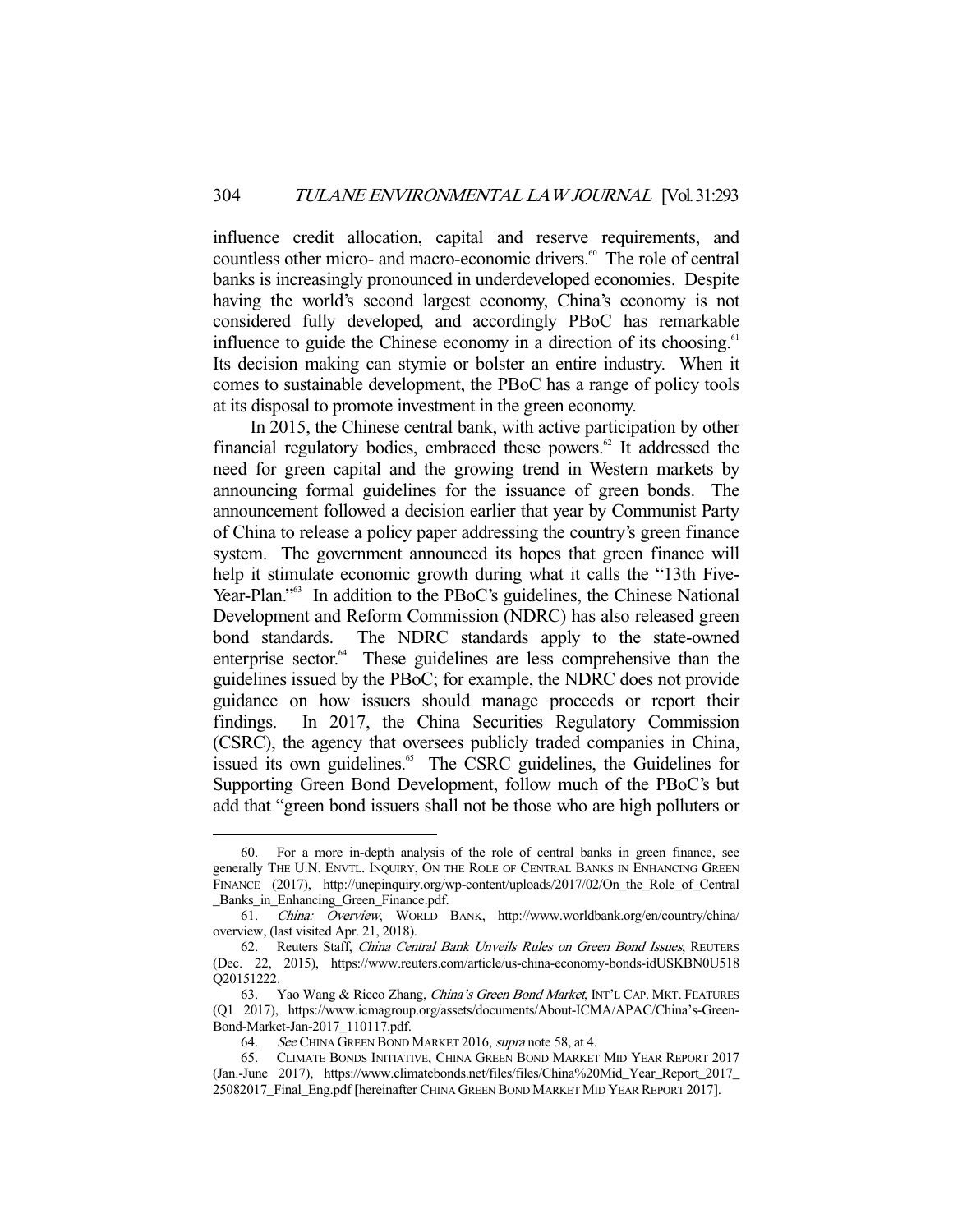influence credit allocation, capital and reserve requirements, and countless other micro- and macro-economic drivers.[60] The role of central banks is increasingly pronounced in underdeveloped economies. Despite having the world's second largest economy, China's economy is not considered fully developed, and accordingly PBoC has remarkable influence to guide the Chinese economy in a direction of its choosing.[61] Its decision making can stymie or bolster an entire industry. When it comes to sustainable development, the PBoC has a range of policy tools at its disposal to promote investment in the green economy.

In 2015, the Chinese central bank, with active participation by other financial regulatory bodies, embraced these powers.[62] It addressed the need for green capital and the growing trend in Western markets by announcing formal guidelines for the issuance of green bonds. The announcement followed a decision earlier that year by Communist Party of China to release a policy paper addressing the country's green finance system. The government announced its hopes that green finance will help it stimulate economic growth during what it calls the "13th Five-Year-Plan."[63] In addition to the PBoC's guidelines, the Chinese National Development and Reform Commission (NDRC) has also released green bond standards. The NDRC standards apply to the state-owned enterprise sector.[64] These guidelines are less comprehensive than the guidelines issued by the PBoC; for example, the NDRC does not provide guidance on how issuers should manage proceeds or report their findings. In 2017, the China Securities Regulatory Commission (CSRC), the agency that oversees publicly traded companies in China, issued its own guidelines.[65] The CSRC guidelines, the Guidelines for Supporting Green Bond Development, follow much of the PBoC's but add that "green bond issuers shall not be those who are high polluters or

---

60. For a more in-depth analysis of the role of central banks in green finance, see generally THE U.N. ENVTL. INQUIRY, ON THE ROLE OF CENTRAL BANKS IN ENHANCING GREEN FINANCE (2017), http://unepinquiry.org/wp-content/uploads/2017/02/On_the_Role_of_Central_Banks_in_Enhancing_Green_Finance.pdf.

61. *China: Overview*, WORLD BANK, http://www.worldbank.org/en/country/china/overview, (last visited Apr. 21, 2018).

62. Reuters Staff, *China Central Bank Unveils Rules on Green Bond Issues*, REUTERS (Dec. 22, 2015), https://www.reuters.com/article/us-china-economy-bonds-idUSKBN0U518Q20151222.

63. Yao Wang & Ricco Zhang, *China's Green Bond Market*, INT'L CAP. MKT. FEATURES (Q1 2017), https://www.icmagroup.org/assets/documents/About-ICMA/APAC/China's-Green-Bond-Market-Jan-2017_110117.pdf.

64. *See* CHINA GREEN BOND MARKET 2016, *supra* note 58, at 4.

65. CLIMATE BONDS INITIATIVE, CHINA GREEN BOND MARKET MID YEAR REPORT 2017 (Jan.-June 2017), https://www.climatebonds.net/files/files/China%20Mid_Year_Report_2017_25082017_Final_Eng.pdf [hereinafter CHINA GREEN BOND MARKET MID YEAR REPORT 2017].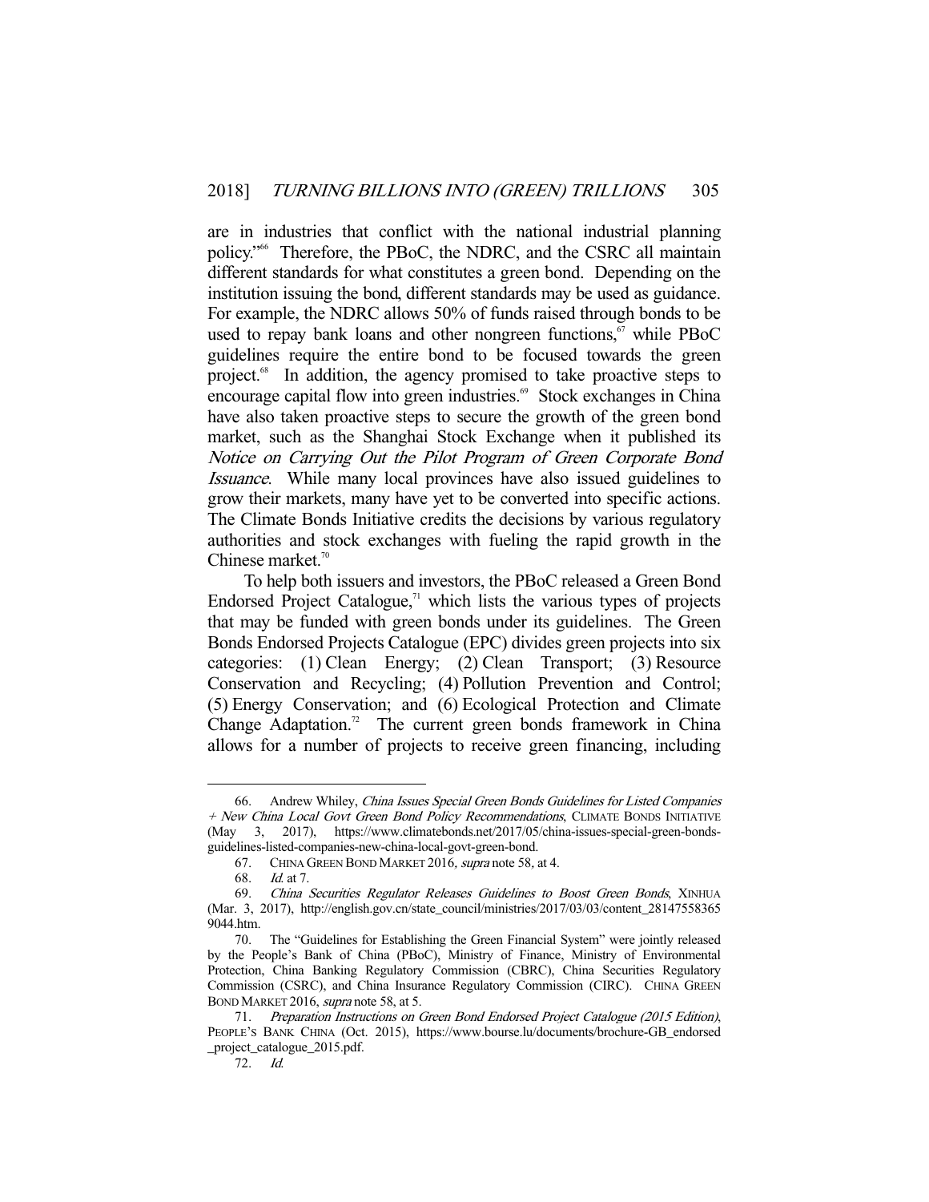are in industries that conflict with the national industrial planning policy."[66] Therefore, the PBoC, the NDRC, and the CSRC all maintain different standards for what constitutes a green bond. Depending on the institution issuing the bond, different standards may be used as guidance. For example, the NDRC allows 50% of funds raised through bonds to be used to repay bank loans and other nongreen functions,[67] while PBoC guidelines require the entire bond to be focused towards the green project.[68] In addition, the agency promised to take proactive steps to encourage capital flow into green industries.[69] Stock exchanges in China have also taken proactive steps to secure the growth of the green bond market, such as the Shanghai Stock Exchange when it published its *Notice on Carrying Out the Pilot Program of Green Corporate Bond Issuance*. While many local provinces have also issued guidelines to grow their markets, many have yet to be converted into specific actions. The Climate Bonds Initiative credits the decisions by various regulatory authorities and stock exchanges with fueling the rapid growth in the Chinese market.[70]

To help both issuers and investors, the PBoC released a Green Bond Endorsed Project Catalogue,[71] which lists the various types of projects that may be funded with green bonds under its guidelines. The Green Bonds Endorsed Projects Catalogue (EPC) divides green projects into six categories: (1) Clean Energy; (2) Clean Transport; (3) Resource Conservation and Recycling; (4) Pollution Prevention and Control; (5) Energy Conservation; and (6) Ecological Protection and Climate Change Adaptation.[72] The current green bonds framework in China allows for a number of projects to receive green financing, including

---

66. Andrew Whiley, *China Issues Special Green Bonds Guidelines for Listed Companies + New China Local Govt Green Bond Policy Recommendations*, CLIMATE BONDS INITIATIVE (May 3, 2017), https://www.climatebonds.net/2017/05/china-issues-special-green-bonds-guidelines-listed-companies-new-china-local-govt-green-bond.

67. CHINA GREEN BOND MARKET 2016, *supra* note 58, at 4.

68. *Id.* at 7.

69. *China Securities Regulator Releases Guidelines to Boost Green Bonds*, XINHUA (Mar. 3, 2017), http://english.gov.cn/state_council/ministries/2017/03/03/content_281475583659044.htm.

70. The "Guidelines for Establishing the Green Financial System" were jointly released by the People's Bank of China (PBoC), Ministry of Finance, Ministry of Environmental Protection, China Banking Regulatory Commission (CBRC), China Securities Regulatory Commission (CSRC), and China Insurance Regulatory Commission (CIRC). CHINA GREEN BOND MARKET 2016, *supra* note 58, at 5.

71. *Preparation Instructions on Green Bond Endorsed Project Catalogue (2015 Edition)*, PEOPLE'S BANK CHINA (Oct. 2015), https://www.bourse.lu/documents/brochure-GB_endorsed_project_catalogue_2015.pdf.

72. *Id.*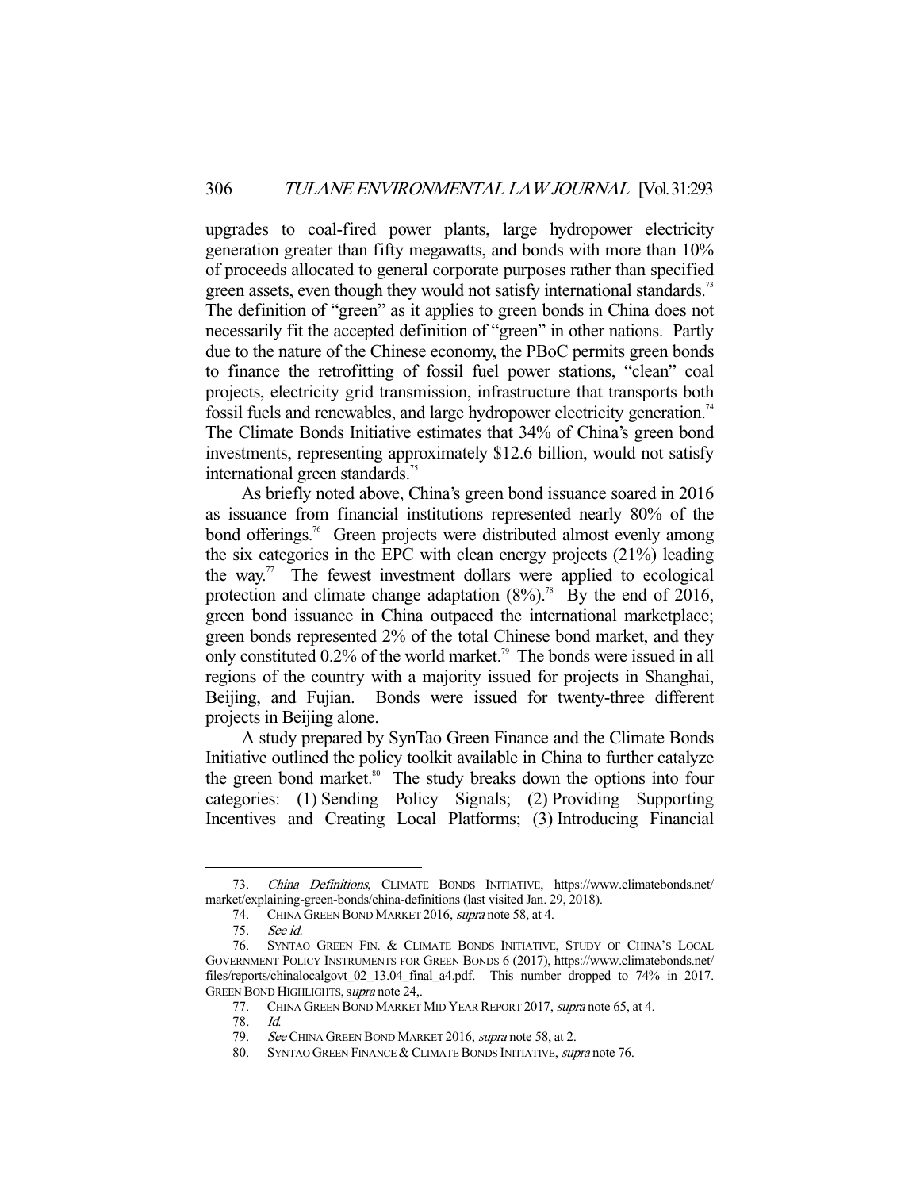upgrades to coal-fired power plants, large hydropower electricity generation greater than fifty megawatts, and bonds with more than 10% of proceeds allocated to general corporate purposes rather than specified green assets, even though they would not satisfy international standards.[73] The definition of "green" as it applies to green bonds in China does not necessarily fit the accepted definition of "green" in other nations. Partly due to the nature of the Chinese economy, the PBoC permits green bonds to finance the retrofitting of fossil fuel power stations, "clean" coal projects, electricity grid transmission, infrastructure that transports both fossil fuels and renewables, and large hydropower electricity generation.[74] The Climate Bonds Initiative estimates that 34% of China's green bond investments, representing approximately $12.6 billion, would not satisfy international green standards.[75]

As briefly noted above, China's green bond issuance soared in 2016 as issuance from financial institutions represented nearly 80% of the bond offerings.[76] Green projects were distributed almost evenly among the six categories in the EPC with clean energy projects (21%) leading the way.[77] The fewest investment dollars were applied to ecological protection and climate change adaptation (8%).[78] By the end of 2016, green bond issuance in China outpaced the international marketplace; green bonds represented 2% of the total Chinese bond market, and they only constituted 0.2% of the world market.[79] The bonds were issued in all regions of the country with a majority issued for projects in Shanghai, Beijing, and Fujian. Bonds were issued for twenty-three different projects in Beijing alone.

A study prepared by SynTao Green Finance and the Climate Bonds Initiative outlined the policy toolkit available in China to further catalyze the green bond market.[80] The study breaks down the options into four categories: (1) Sending Policy Signals; (2) Providing Supporting Incentives and Creating Local Platforms; (3) Introducing Financial

---

73. *China Definitions*, CLIMATE BONDS INITIATIVE, https://www.climatebonds.net/market/explaining-green-bonds/china-definitions (last visited Jan. 29, 2018).

74. CHINA GREEN BOND MARKET 2016, *supra* note 58, at 4.

75. *See id.*

76. SYNTAO GREEN FIN. & CLIMATE BONDS INITIATIVE, STUDY OF CHINA'S LOCAL GOVERNMENT POLICY INSTRUMENTS FOR GREEN BONDS 6 (2017), https://www.climatebonds.net/files/reports/chinalocalgovt_02_13.04_final_a4.pdf. This number dropped to 74% in 2017. GREEN BOND HIGHLIGHTS, s*upra* note 24,.

77. CHINA GREEN BOND MARKET MID YEAR REPORT 2017, *supra* note 65, at 4.

78. *Id.*

79. *See* CHINA GREEN BOND MARKET 2016, *supra* note 58, at 2.

80. SYNTAO GREEN FINANCE & CLIMATE BONDS INITIATIVE, *supra* note 76.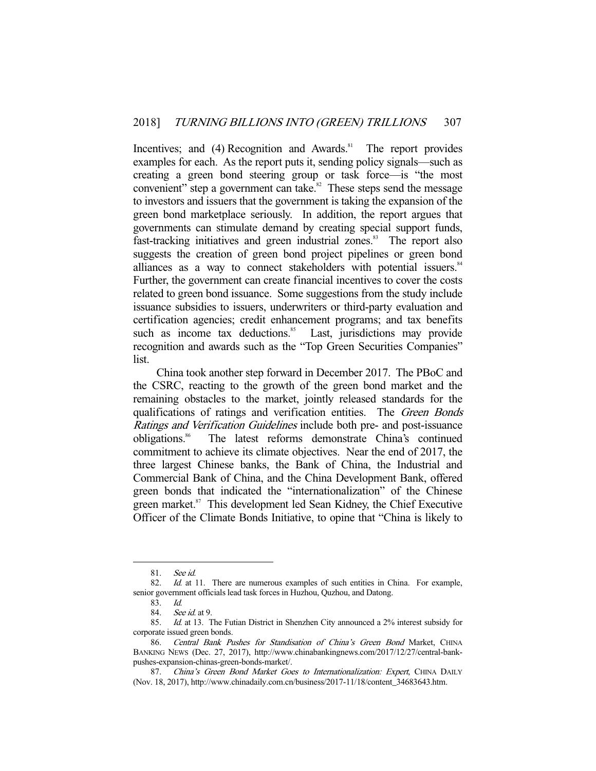Incentives; and (4) Recognition and Awards.[81] The report provides examples for each. As the report puts it, sending policy signals—such as creating a green bond steering group or task force—is "the most convenient" step a government can take.[82] These steps send the message to investors and issuers that the government is taking the expansion of the green bond marketplace seriously. In addition, the report argues that governments can stimulate demand by creating special support funds, fast-tracking initiatives and green industrial zones.[83] The report also suggests the creation of green bond project pipelines or green bond alliances as a way to connect stakeholders with potential issuers.[84] Further, the government can create financial incentives to cover the costs related to green bond issuance. Some suggestions from the study include issuance subsidies to issuers, underwriters or third-party evaluation and certification agencies; credit enhancement programs; and tax benefits such as income tax deductions.[85] Last, jurisdictions may provide recognition and awards such as the "Top Green Securities Companies" list.

China took another step forward in December 2017. The PBoC and the CSRC, reacting to the growth of the green bond market and the remaining obstacles to the market, jointly released standards for the qualifications of ratings and verification entities. The *Green Bonds Ratings and Verification Guidelines* include both pre- and post-issuance obligations.[86] The latest reforms demonstrate China's continued commitment to achieve its climate objectives. Near the end of 2017, the three largest Chinese banks, the Bank of China, the Industrial and Commercial Bank of China, and the China Development Bank, offered green bonds that indicated the "internationalization" of the Chinese green market.[87] This development led Sean Kidney, the Chief Executive Officer of the Climate Bonds Initiative, to opine that "China is likely to

---

81. *See id.*

82. *Id.* at 11. There are numerous examples of such entities in China. For example, senior government officials lead task forces in Huzhou, Quzhou, and Datong.

83. *Id.*

84. *See id.* at 9.

85. *Id.* at 13. The Futian District in Shenzhen City announced a 2% interest subsidy for corporate issued green bonds.

86. *Central Bank Pushes for Standisation of China's Green Bond* Market, CHINA BANKING NEWS (Dec. 27, 2017), http://www.chinabankingnews.com/2017/12/27/central-bank-pushes-expansion-chinas-green-bonds-market/.

87. *China's Green Bond Market Goes to Internationalization: Expert*, CHINA DAILY (Nov. 18, 2017), http://www.chinadaily.com.cn/business/2017-11/18/content_34683643.htm.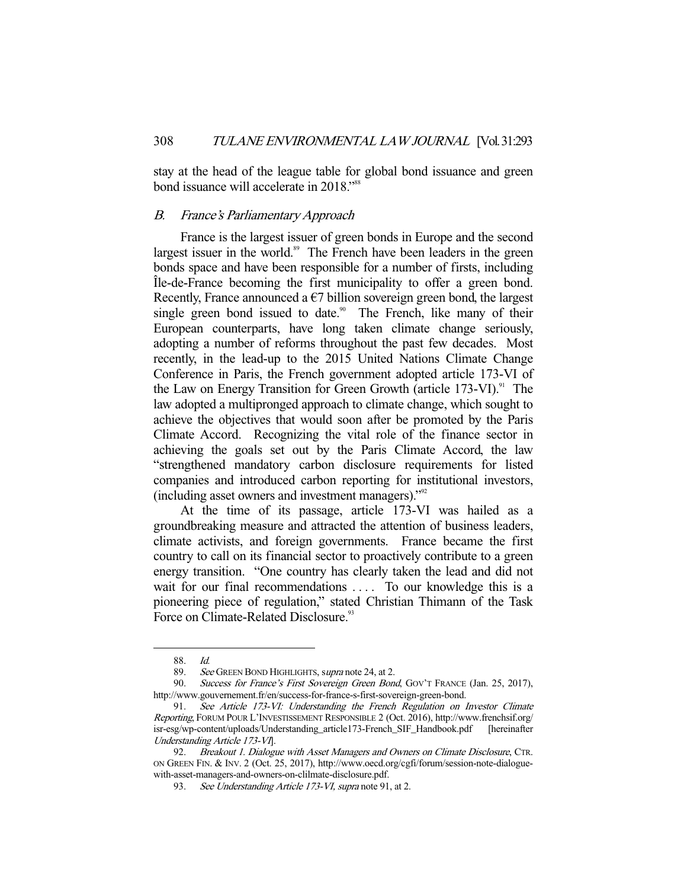stay at the head of the league table for global bond issuance and green bond issuance will accelerate in 2018."[88]

### *B. France's Parliamentary Approach*

France is the largest issuer of green bonds in Europe and the second largest issuer in the world.[89] The French have been leaders in the green bonds space and have been responsible for a number of firsts, including Île-de-France becoming the first municipality to offer a green bond. Recently, France announced a €7 billion sovereign green bond, the largest single green bond issued to date.[90] The French, like many of their European counterparts, have long taken climate change seriously, adopting a number of reforms throughout the past few decades. Most recently, in the lead-up to the 2015 United Nations Climate Change Conference in Paris, the French government adopted article 173-VI of the Law on Energy Transition for Green Growth (article 173-VI).[91] The law adopted a multipronged approach to climate change, which sought to achieve the objectives that would soon after be promoted by the Paris Climate Accord. Recognizing the vital role of the finance sector in achieving the goals set out by the Paris Climate Accord, the law "strengthened mandatory carbon disclosure requirements for listed companies and introduced carbon reporting for institutional investors, (including asset owners and investment managers)."[92]

At the time of its passage, article 173-VI was hailed as a groundbreaking measure and attracted the attention of business leaders, climate activists, and foreign governments. France became the first country to call on its financial sector to proactively contribute to a green energy transition. "One country has clearly taken the lead and did not wait for our final recommendations . . . . To our knowledge this is a pioneering piece of regulation," stated Christian Thimann of the Task Force on Climate-Related Disclosure.[93]

---

88. *Id.*

89. *See* GREEN BOND HIGHLIGHTS, *supra* note 24, at 2.

90. *Success for France's First Sovereign Green Bond*, GOV'T FRANCE (Jan. 25, 2017), http://www.gouvernement.fr/en/success-for-france-s-first-sovereign-green-bond.

91. *See Article 173-VI: Understanding the French Regulation on Investor Climate Reporting*, FORUM POUR L'INVESTISSEMENT RESPONSIBLE 2 (Oct. 2016), http://www.frenchsif.org/isr-esg/wp-content/uploads/Understanding_article173-French_SIF_Handbook.pdf [hereinafter *Understanding Article 173-VI*].

92. *Breakout 1. Dialogue with Asset Managers and Owners on Climate Disclosure*, CTR. ON GREEN FIN. & INV. 2 (Oct. 25, 2017), http://www.oecd.org/cgfi/forum/session-note-dialogue-with-asset-managers-and-owners-on-clilmate-disclosure.pdf.

93. *See Understanding Article 173-VI, supra* note 91, at 2.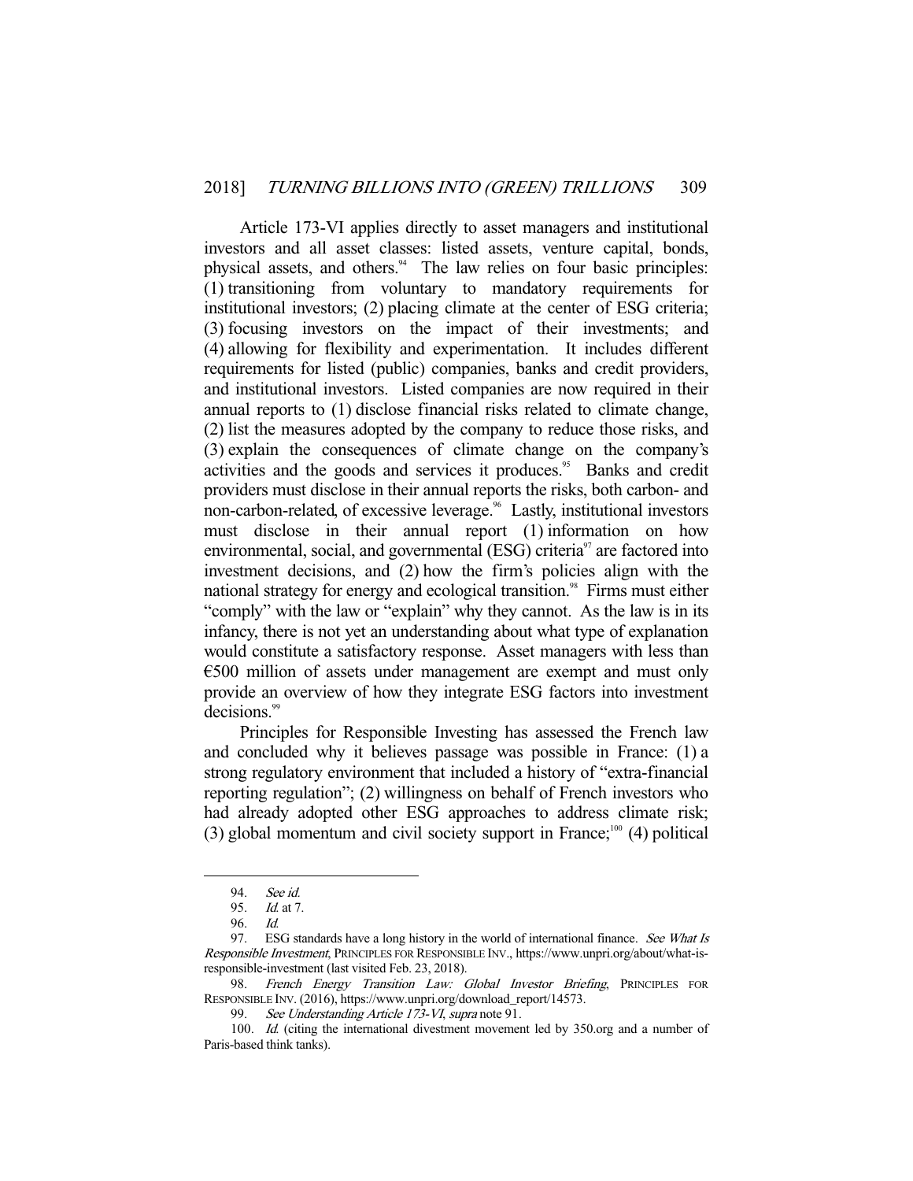Article 173-VI applies directly to asset managers and institutional investors and all asset classes: listed assets, venture capital, bonds, physical assets, and others.[94] The law relies on four basic principles: (1) transitioning from voluntary to mandatory requirements for institutional investors; (2) placing climate at the center of ESG criteria; (3) focusing investors on the impact of their investments; and (4) allowing for flexibility and experimentation. It includes different requirements for listed (public) companies, banks and credit providers, and institutional investors. Listed companies are now required in their annual reports to (1) disclose financial risks related to climate change, (2) list the measures adopted by the company to reduce those risks, and (3) explain the consequences of climate change on the company's activities and the goods and services it produces.[95] Banks and credit providers must disclose in their annual reports the risks, both carbon- and non-carbon-related, of excessive leverage.[96] Lastly, institutional investors must disclose in their annual report (1) information on how environmental, social, and governmental (ESG) criteria[97] are factored into investment decisions, and (2) how the firm's policies align with the national strategy for energy and ecological transition.[98] Firms must either "comply" with the law or "explain" why they cannot. As the law is in its infancy, there is not yet an understanding about what type of explanation would constitute a satisfactory response. Asset managers with less than €500 million of assets under management are exempt and must only provide an overview of how they integrate ESG factors into investment decisions.[99]

Principles for Responsible Investing has assessed the French law and concluded why it believes passage was possible in France: (1) a strong regulatory environment that included a history of "extra-financial reporting regulation"; (2) willingness on behalf of French investors who had already adopted other ESG approaches to address climate risk; (3) global momentum and civil society support in France;[100] (4) political

---

94. *See id.*

95. *Id.* at 7.

96. *Id.*

97. ESG standards have a long history in the world of international finance. *See What Is Responsible Investment*, PRINCIPLES FOR RESPONSIBLE INV., https://www.unpri.org/about/what-is-responsible-investment (last visited Feb. 23, 2018).

98. *French Energy Transition Law: Global Investor Briefing*, PRINCIPLES FOR RESPONSIBLE INV. (2016), https://www.unpri.org/download_report/14573.

99. *See Understanding Article 173-VI*, *supra* note 91.

100. *Id.* (citing the international divestment movement led by 350.org and a number of Paris-based think tanks).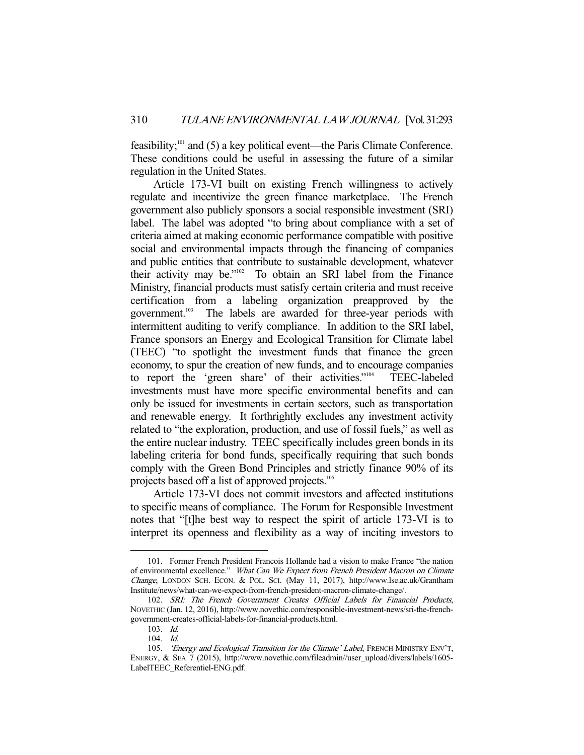feasibility;[101] and (5) a key political event—the Paris Climate Conference. These conditions could be useful in assessing the future of a similar regulation in the United States.

Article 173-VI built on existing French willingness to actively regulate and incentivize the green finance marketplace. The French government also publicly sponsors a social responsible investment (SRI) label. The label was adopted "to bring about compliance with a set of criteria aimed at making economic performance compatible with positive social and environmental impacts through the financing of companies and public entities that contribute to sustainable development, whatever their activity may be."[102] To obtain an SRI label from the Finance Ministry, financial products must satisfy certain criteria and must receive certification from a labeling organization preapproved by the government.[103] The labels are awarded for three-year periods with intermittent auditing to verify compliance. In addition to the SRI label, France sponsors an Energy and Ecological Transition for Climate label (TEEC) "to spotlight the investment funds that finance the green economy, to spur the creation of new funds, and to encourage companies to report the 'green share' of their activities."[104] TEEC-labeled investments must have more specific environmental benefits and can only be issued for investments in certain sectors, such as transportation and renewable energy. It forthrightly excludes any investment activity related to "the exploration, production, and use of fossil fuels," as well as the entire nuclear industry. TEEC specifically includes green bonds in its labeling criteria for bond funds, specifically requiring that such bonds comply with the Green Bond Principles and strictly finance 90% of its projects based off a list of approved projects.[105]

Article 173-VI does not commit investors and affected institutions to specific means of compliance. The Forum for Responsible Investment notes that "[t]he best way to respect the spirit of article 173-VI is to interpret its openness and flexibility as a way of inciting investors to

---

101. Former French President Francois Hollande had a vision to make France "the nation of environmental excellence." *What Can We Expect from French President Macron on Climate Change*, LONDON SCH. ECON. & POL. SCI. (May 11, 2017), http://www.lse.ac.uk/Grantham Institute/news/what-can-we-expect-from-french-president-macron-climate-change/.

102. *SRI: The French Government Creates Official Labels for Financial Products*, NOVETHIC (Jan. 12, 2016), http://www.novethic.com/responsible-investment-news/sri-the-french-government-creates-official-labels-for-financial-products.html.

103. *Id.*

104. *Id.*

105. *'Energy and Ecological Transition for the Climate' Label*, FRENCH MINISTRY ENV'T, ENERGY, & SEA 7 (2015), http://www.novethic.com/fileadmin//user_upload/divers/labels/1605-LabelTEEC_Referentiel-ENG.pdf.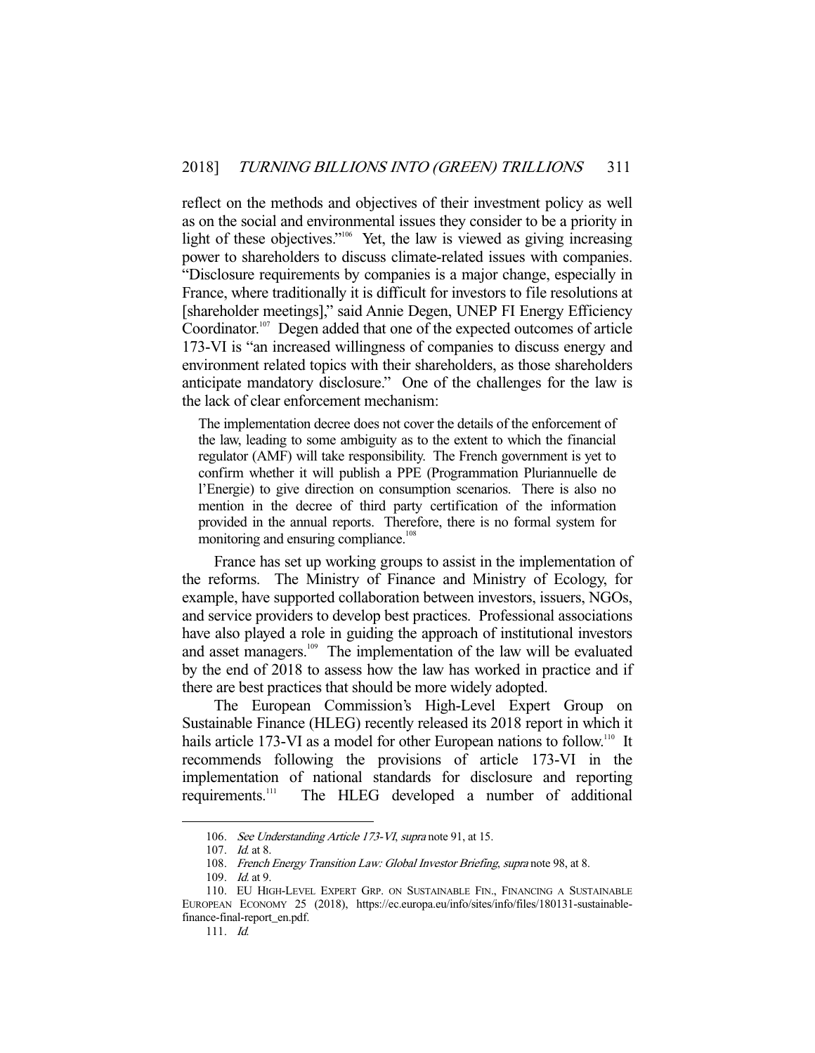reflect on the methods and objectives of their investment policy as well as on the social and environmental issues they consider to be a priority in light of these objectives."[106] Yet, the law is viewed as giving increasing power to shareholders to discuss climate-related issues with companies. "Disclosure requirements by companies is a major change, especially in France, where traditionally it is difficult for investors to file resolutions at [shareholder meetings]," said Annie Degen, UNEP FI Energy Efficiency Coordinator.[107] Degen added that one of the expected outcomes of article 173-VI is "an increased willingness of companies to discuss energy and environment related topics with their shareholders, as those shareholders anticipate mandatory disclosure." One of the challenges for the law is the lack of clear enforcement mechanism:

> The implementation decree does not cover the details of the enforcement of the law, leading to some ambiguity as to the extent to which the financial regulator (AMF) will take responsibility. The French government is yet to confirm whether it will publish a PPE (Programmation Pluriannuelle de l'Energie) to give direction on consumption scenarios. There is also no mention in the decree of third party certification of the information provided in the annual reports. Therefore, there is no formal system for monitoring and ensuring compliance.[108]

France has set up working groups to assist in the implementation of the reforms. The Ministry of Finance and Ministry of Ecology, for example, have supported collaboration between investors, issuers, NGOs, and service providers to develop best practices. Professional associations have also played a role in guiding the approach of institutional investors and asset managers.[109] The implementation of the law will be evaluated by the end of 2018 to assess how the law has worked in practice and if there are best practices that should be more widely adopted.

The European Commission's High-Level Expert Group on Sustainable Finance (HLEG) recently released its 2018 report in which it hails article 173-VI as a model for other European nations to follow.[110] It recommends following the provisions of article 173-VI in the implementation of national standards for disclosure and reporting requirements.[111] The HLEG developed a number of additional

---

106. *See Understanding Article 173-VI*, *supra* note 91, at 15.

107. *Id.* at 8.

108. *French Energy Transition Law: Global Investor Briefing*, *supra* note 98, at 8.

109. *Id.* at 9.

110. EU HIGH-LEVEL EXPERT GRP. ON SUSTAINABLE FIN., FINANCING A SUSTAINABLE EUROPEAN ECONOMY 25 (2018), https://ec.europa.eu/info/sites/info/files/180131-sustainable-finance-final-report_en.pdf.

111. *Id.*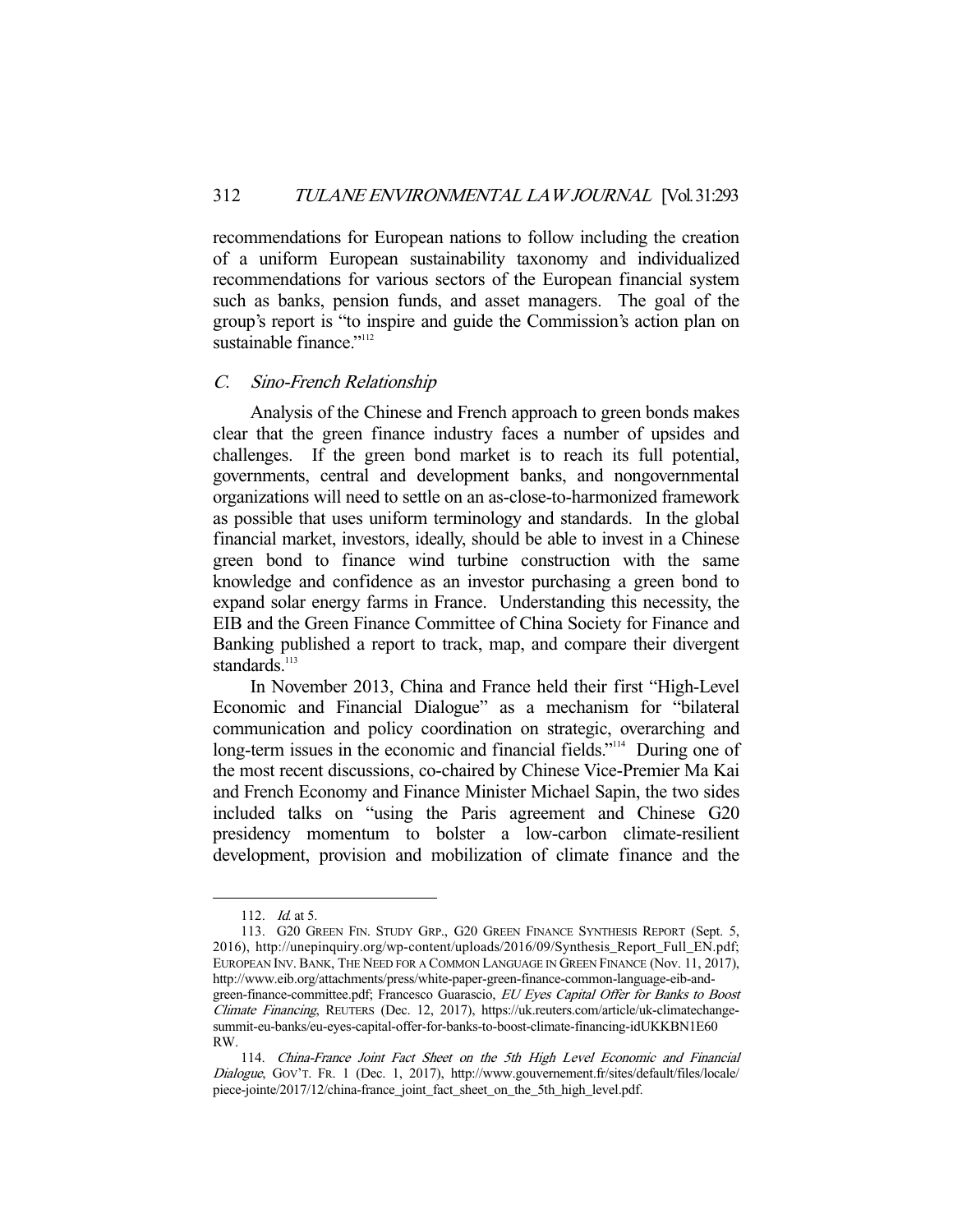recommendations for European nations to follow including the creation of a uniform European sustainability taxonomy and individualized recommendations for various sectors of the European financial system such as banks, pension funds, and asset managers. The goal of the group's report is "to inspire and guide the Commission's action plan on sustainable finance."[112]

### *C. Sino-French Relationship*

Analysis of the Chinese and French approach to green bonds makes clear that the green finance industry faces a number of upsides and challenges. If the green bond market is to reach its full potential, governments, central and development banks, and nongovernmental organizations will need to settle on an as-close-to-harmonized framework as possible that uses uniform terminology and standards. In the global financial market, investors, ideally, should be able to invest in a Chinese green bond to finance wind turbine construction with the same knowledge and confidence as an investor purchasing a green bond to expand solar energy farms in France. Understanding this necessity, the EIB and the Green Finance Committee of China Society for Finance and Banking published a report to track, map, and compare their divergent standards.[113]

In November 2013, China and France held their first "High-Level Economic and Financial Dialogue" as a mechanism for "bilateral communication and policy coordination on strategic, overarching and long-term issues in the economic and financial fields."[114] During one of the most recent discussions, co-chaired by Chinese Vice-Premier Ma Kai and French Economy and Finance Minister Michael Sapin, the two sides included talks on "using the Paris agreement and Chinese G20 presidency momentum to bolster a low-carbon climate-resilient development, provision and mobilization of climate finance and the

---

112. *Id.* at 5.

113. G20 GREEN FIN. STUDY GRP., G20 GREEN FINANCE SYNTHESIS REPORT (Sept. 5, 2016), http://unepinquiry.org/wp-content/uploads/2016/09/Synthesis_Report_Full_EN.pdf; EUROPEAN INV. BANK, THE NEED FOR A COMMON LANGUAGE IN GREEN FINANCE (Nov. 11, 2017), http://www.eib.org/attachments/press/white-paper-green-finance-common-language-eib-and-green-finance-committee.pdf; Francesco Guarascio, *EU Eyes Capital Offer for Banks to Boost Climate Financing*, REUTERS (Dec. 12, 2017), https://uk.reuters.com/article/uk-climatechange-summit-eu-banks/eu-eyes-capital-offer-for-banks-to-boost-climate-financing-idUKKBN1E60RW.

114. *China-France Joint Fact Sheet on the 5th High Level Economic and Financial Dialogue*, GOV'T. FR. 1 (Dec. 1, 2017), http://www.gouvernement.fr/sites/default/files/locale/piece-jointe/2017/12/china-france_joint_fact_sheet_on_the_5th_high_level.pdf.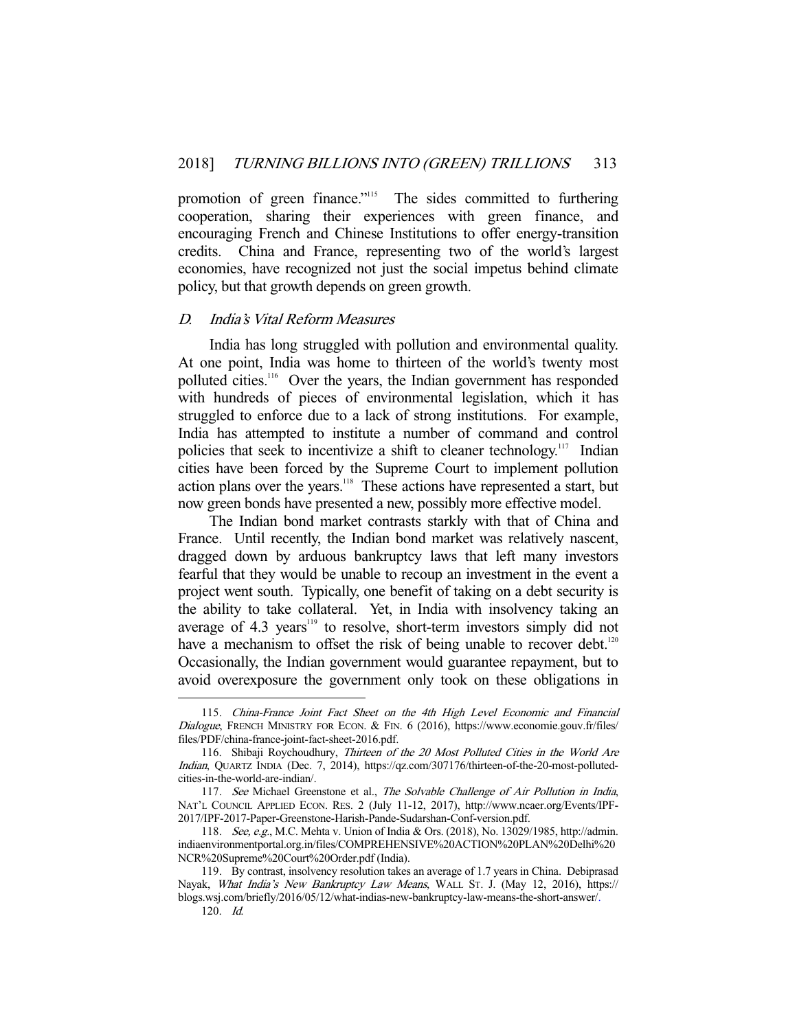promotion of green finance."[115] The sides committed to furthering cooperation, sharing their experiences with green finance, and encouraging French and Chinese Institutions to offer energy-transition credits. China and France, representing two of the world's largest economies, have recognized not just the social impetus behind climate policy, but that growth depends on green growth.

### *D. India's Vital Reform Measures*

India has long struggled with pollution and environmental quality. At one point, India was home to thirteen of the world's twenty most polluted cities.[116] Over the years, the Indian government has responded with hundreds of pieces of environmental legislation, which it has struggled to enforce due to a lack of strong institutions. For example, India has attempted to institute a number of command and control policies that seek to incentivize a shift to cleaner technology.[117] Indian cities have been forced by the Supreme Court to implement pollution action plans over the years.[118] These actions have represented a start, but now green bonds have presented a new, possibly more effective model.

The Indian bond market contrasts starkly with that of China and France. Until recently, the Indian bond market was relatively nascent, dragged down by arduous bankruptcy laws that left many investors fearful that they would be unable to recoup an investment in the event a project went south. Typically, one benefit of taking on a debt security is the ability to take collateral. Yet, in India with insolvency taking an average of 4.3 years[119] to resolve, short-term investors simply did not have a mechanism to offset the risk of being unable to recover debt.[120] Occasionally, the Indian government would guarantee repayment, but to avoid overexposure the government only took on these obligations in

---

115. *China-France Joint Fact Sheet on the 4th High Level Economic and Financial Dialogue*, FRENCH MINISTRY FOR ECON. & FIN. 6 (2016), https://www.economie.gouv.fr/files/files/PDF/china-france-joint-fact-sheet-2016.pdf.

116. Shibaji Roychoudhury, *Thirteen of the 20 Most Polluted Cities in the World Are Indian*, QUARTZ INDIA (Dec. 7, 2014), https://qz.com/307176/thirteen-of-the-20-most-polluted-cities-in-the-world-are-indian/.

117. *See* Michael Greenstone et al., *The Solvable Challenge of Air Pollution in India*, NAT'L COUNCIL APPLIED ECON. RES. 2 (July 11-12, 2017), http://www.ncaer.org/Events/IPF-2017/IPF-2017-Paper-Greenstone-Harish-Pande-Sudarshan-Conf-version.pdf.

118. *See, e.g.*, M.C. Mehta v. Union of India & Ors. (2018), No. 13029/1985, http://admin.indiaenvironmentportal.org.in/files/COMPREHENSIVE%20ACTION%20PLAN%20Delhi%20NCR%20Supreme%20Court%20Order.pdf (India).

119. By contrast, insolvency resolution takes an average of 1.7 years in China. Debiprasad Nayak, *What India's New Bankruptcy Law Means*, WALL ST. J. (May 12, 2016), https://blogs.wsj.com/briefly/2016/05/12/what-indias-new-bankruptcy-law-means-the-short-answer/.

120. *Id.*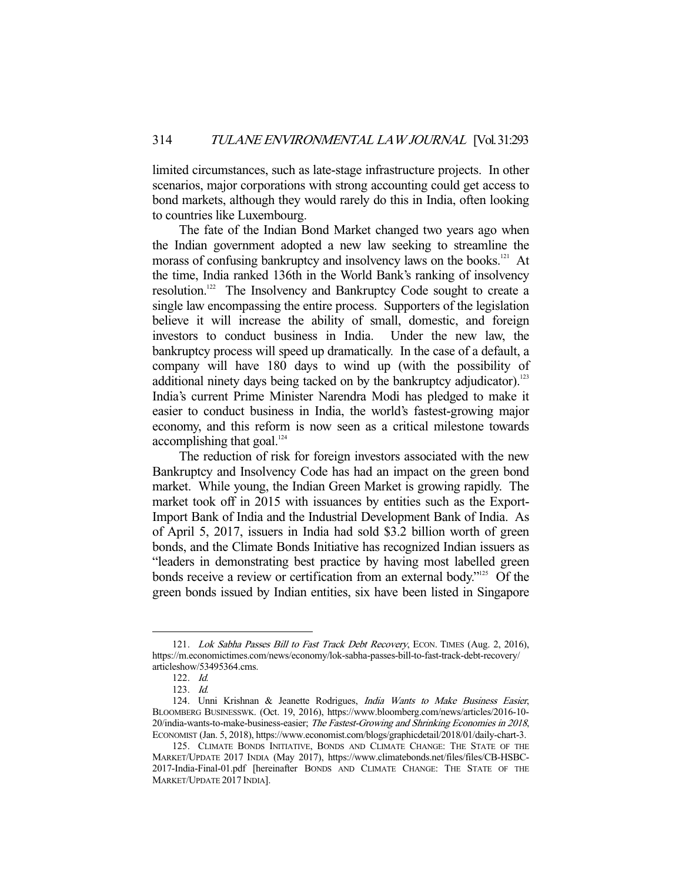limited circumstances, such as late-stage infrastructure projects. In other scenarios, major corporations with strong accounting could get access to bond markets, although they would rarely do this in India, often looking to countries like Luxembourg.

The fate of the Indian Bond Market changed two years ago when the Indian government adopted a new law seeking to streamline the morass of confusing bankruptcy and insolvency laws on the books.[121] At the time, India ranked 136th in the World Bank's ranking of insolvency resolution.[122] The Insolvency and Bankruptcy Code sought to create a single law encompassing the entire process. Supporters of the legislation believe it will increase the ability of small, domestic, and foreign investors to conduct business in India. Under the new law, the bankruptcy process will speed up dramatically. In the case of a default, a company will have 180 days to wind up (with the possibility of additional ninety days being tacked on by the bankruptcy adjudicator).[123] India's current Prime Minister Narendra Modi has pledged to make it easier to conduct business in India, the world's fastest-growing major economy, and this reform is now seen as a critical milestone towards accomplishing that goal.[124]

The reduction of risk for foreign investors associated with the new Bankruptcy and Insolvency Code has had an impact on the green bond market. While young, the Indian Green Market is growing rapidly. The market took off in 2015 with issuances by entities such as the Export-Import Bank of India and the Industrial Development Bank of India. As of April 5, 2017, issuers in India had sold $3.2 billion worth of green bonds, and the Climate Bonds Initiative has recognized Indian issuers as "leaders in demonstrating best practice by having most labelled green bonds receive a review or certification from an external body."[125] Of the green bonds issued by Indian entities, six have been listed in Singapore

---

121. *Lok Sabha Passes Bill to Fast Track Debt Recovery*, ECON. TIMES (Aug. 2, 2016), https://m.economictimes.com/news/economy/lok-sabha-passes-bill-to-fast-track-debt-recovery/articleshow/53495364.cms.

122. *Id.*

123. *Id.*

124. Unni Krishnan & Jeanette Rodrigues, *India Wants to Make Business Easier*, BLOOMBERG BUSINESSWK. (Oct. 19, 2016), https://www.bloomberg.com/news/articles/2016-10-20/india-wants-to-make-business-easier; *The Fastest-Growing and Shrinking Economies in 2018*, ECONOMIST (Jan. 5, 2018), https://www.economist.com/blogs/graphicdetail/2018/01/daily-chart-3.

125. CLIMATE BONDS INITIATIVE, BONDS AND CLIMATE CHANGE: THE STATE OF THE MARKET/UPDATE 2017 INDIA (May 2017), https://www.climatebonds.net/files/files/CB-HSBC-2017-India-Final-01.pdf [hereinafter BONDS AND CLIMATE CHANGE: THE STATE OF THE MARKET/UPDATE 2017 INDIA].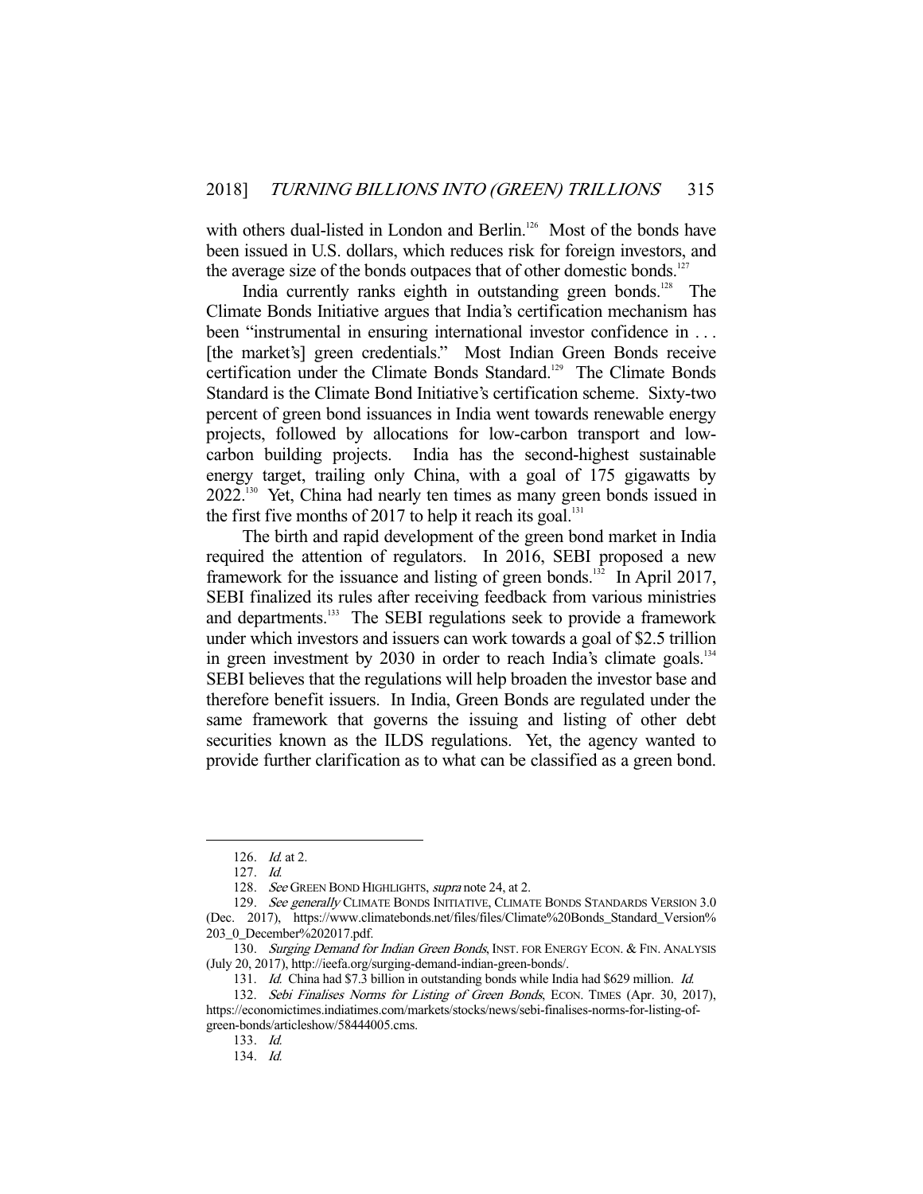with others dual-listed in London and Berlin.[126] Most of the bonds have been issued in U.S. dollars, which reduces risk for foreign investors, and the average size of the bonds outpaces that of other domestic bonds.[127]

India currently ranks eighth in outstanding green bonds.[128] The Climate Bonds Initiative argues that India's certification mechanism has been "instrumental in ensuring international investor confidence in . . . [the market's] green credentials." Most Indian Green Bonds receive certification under the Climate Bonds Standard.[129] The Climate Bonds Standard is the Climate Bond Initiative's certification scheme. Sixty-two percent of green bond issuances in India went towards renewable energy projects, followed by allocations for low-carbon transport and low-carbon building projects. India has the second-highest sustainable energy target, trailing only China, with a goal of 175 gigawatts by 2022.[130] Yet, China had nearly ten times as many green bonds issued in the first five months of 2017 to help it reach its goal.[131]

The birth and rapid development of the green bond market in India required the attention of regulators. In 2016, SEBI proposed a new framework for the issuance and listing of green bonds.[132] In April 2017, SEBI finalized its rules after receiving feedback from various ministries and departments.[133] The SEBI regulations seek to provide a framework under which investors and issuers can work towards a goal of $2.5 trillion in green investment by 2030 in order to reach India's climate goals.[134] SEBI believes that the regulations will help broaden the investor base and therefore benefit issuers. In India, Green Bonds are regulated under the same framework that governs the issuing and listing of other debt securities known as the ILDS regulations. Yet, the agency wanted to provide further clarification as to what can be classified as a green bond.

---

126. *Id.* at 2.

127. *Id.*

128. *See* GREEN BOND HIGHLIGHTS, *supra* note 24, at 2.

129. *See generally* CLIMATE BONDS INITIATIVE, CLIMATE BONDS STANDARDS VERSION 3.0 (Dec. 2017), https://www.climatebonds.net/files/files/Climate%20Bonds_Standard_Version%203_0_December%202017.pdf.

130. *Surging Demand for Indian Green Bonds*, INST. FOR ENERGY ECON. & FIN. ANALYSIS (July 20, 2017), http://ieefa.org/surging-demand-indian-green-bonds/.

131. *Id.* China had $7.3 billion in outstanding bonds while India had $629 million. *Id.*

132. *Sebi Finalises Norms for Listing of Green Bonds*, ECON. TIMES (Apr. 30, 2017), https://economictimes.indiatimes.com/markets/stocks/news/sebi-finalises-norms-for-listing-of-green-bonds/articleshow/58444005.cms.

133. *Id.*

134. *Id.*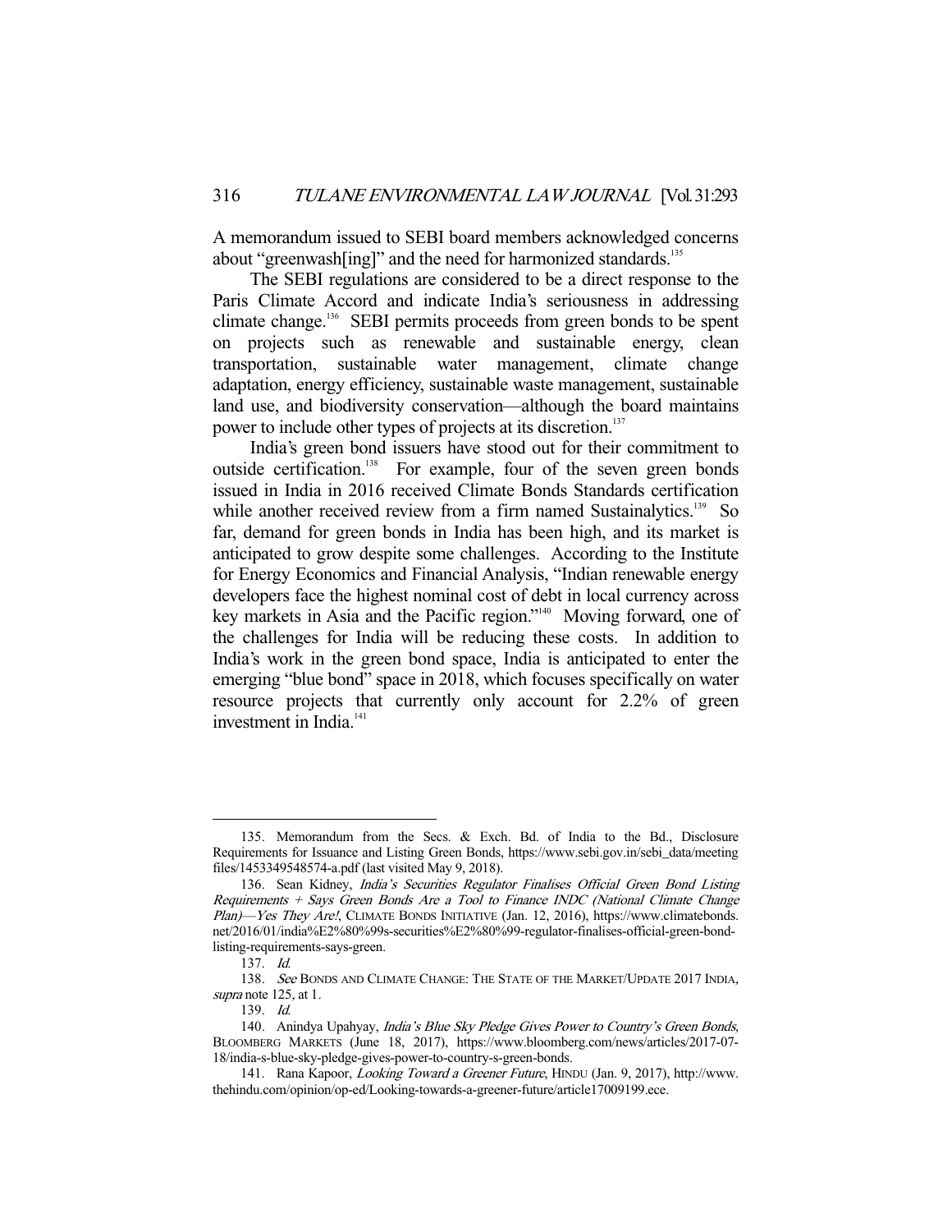A memorandum issued to SEBI board members acknowledged concerns about "greenwash[ing]" and the need for harmonized standards.[135]

The SEBI regulations are considered to be a direct response to the Paris Climate Accord and indicate India's seriousness in addressing climate change.[136] SEBI permits proceeds from green bonds to be spent on projects such as renewable and sustainable energy, clean transportation, sustainable water management, climate change adaptation, energy efficiency, sustainable waste management, sustainable land use, and biodiversity conservation—although the board maintains power to include other types of projects at its discretion.[137]

India's green bond issuers have stood out for their commitment to outside certification.[138] For example, four of the seven green bonds issued in India in 2016 received Climate Bonds Standards certification while another received review from a firm named Sustainalytics.[139] So far, demand for green bonds in India has been high, and its market is anticipated to grow despite some challenges. According to the Institute for Energy Economics and Financial Analysis, "Indian renewable energy developers face the highest nominal cost of debt in local currency across key markets in Asia and the Pacific region."[140] Moving forward, one of the challenges for India will be reducing these costs. In addition to India's work in the green bond space, India is anticipated to enter the emerging "blue bond" space in 2018, which focuses specifically on water resource projects that currently only account for 2.2% of green investment in India.[141]

---

135. Memorandum from the Secs. & Exch. Bd. of India to the Bd., Disclosure Requirements for Issuance and Listing Green Bonds, https://www.sebi.gov.in/sebi_data/meetingfiles/1453349548574-a.pdf (last visited May 9, 2018).

136. Sean Kidney, *India's Securities Regulator Finalises Official Green Bond Listing Requirements + Says Green Bonds Are a Tool to Finance INDC (National Climate Change Plan)—Yes They Are!*, CLIMATE BONDS INITIATIVE (Jan. 12, 2016), https://www.climatebonds.net/2016/01/india%E2%80%99s-securities%E2%80%99-regulator-finalises-official-green-bond-listing-requirements-says-green.

137. *Id.*

138. *See* BONDS AND CLIMATE CHANGE: THE STATE OF THE MARKET/UPDATE 2017 INDIA, *supra* note 125, at 1.

139. *Id.*

140. Anindya Upahyay, *India's Blue Sky Pledge Gives Power to Country's Green Bonds*, BLOOMBERG MARKETS (June 18, 2017), https://www.bloomberg.com/news/articles/2017-07-18/india-s-blue-sky-pledge-gives-power-to-country-s-green-bonds.

141. Rana Kapoor, *Looking Toward a Greener Future*, HINDU (Jan. 9, 2017), http://www.thehindu.com/opinion/op-ed/Looking-towards-a-greener-future/article17009199.ece.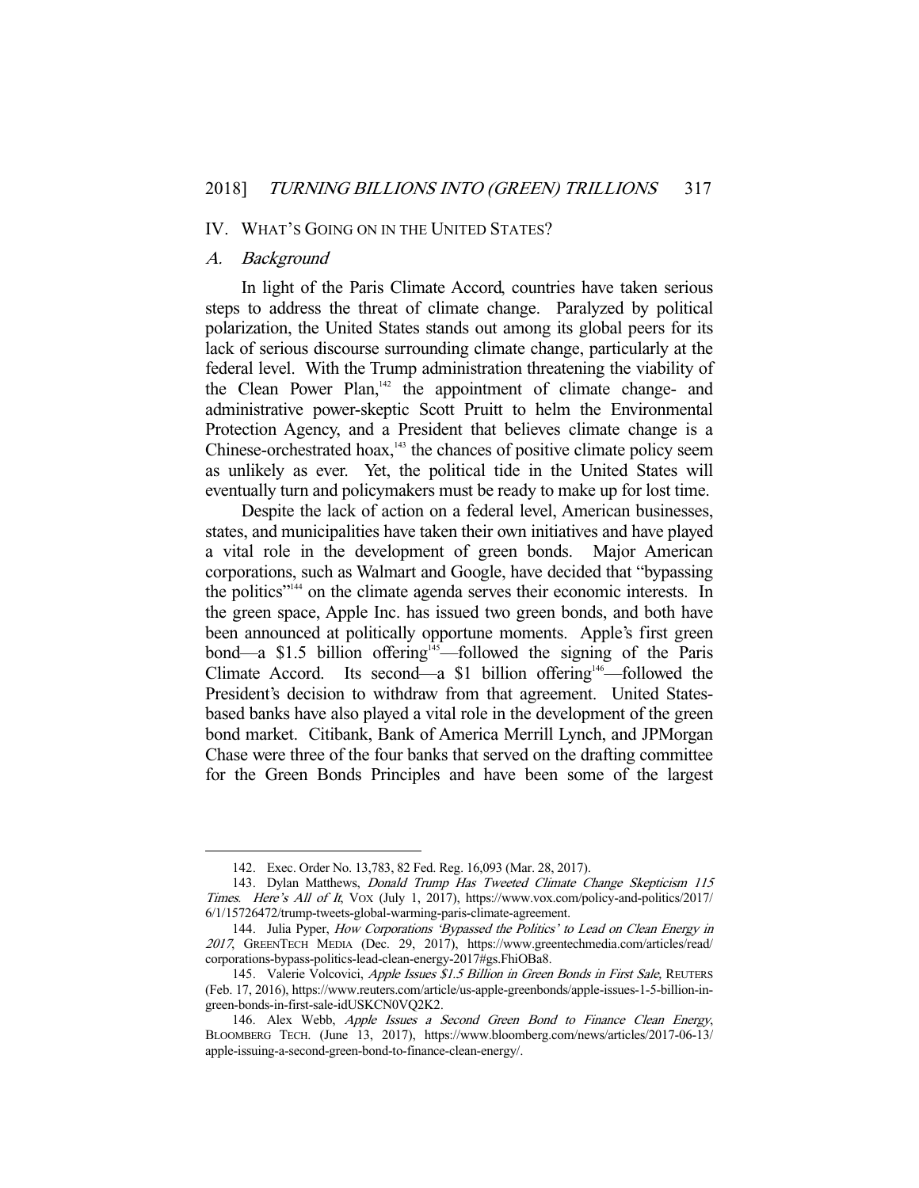## IV. What's Going on in the United States?

### *A. Background*

In light of the Paris Climate Accord, countries have taken serious steps to address the threat of climate change. Paralyzed by political polarization, the United States stands out among its global peers for its lack of serious discourse surrounding climate change, particularly at the federal level. With the Trump administration threatening the viability of the Clean Power Plan,[142] the appointment of climate change- and administrative power-skeptic Scott Pruitt to helm the Environmental Protection Agency, and a President that believes climate change is a Chinese-orchestrated hoax,[143] the chances of positive climate policy seem as unlikely as ever. Yet, the political tide in the United States will eventually turn and policymakers must be ready to make up for lost time.

Despite the lack of action on a federal level, American businesses, states, and municipalities have taken their own initiatives and have played a vital role in the development of green bonds. Major American corporations, such as Walmart and Google, have decided that "bypassing the politics"[144] on the climate agenda serves their economic interests. In the green space, Apple Inc. has issued two green bonds, and both have been announced at politically opportune moments. Apple's first green bond—a $1.5 billion offering[145]—followed the signing of the Paris Climate Accord. Its second—a $1 billion offering[146]—followed the President's decision to withdraw from that agreement. United States-based banks have also played a vital role in the development of the green bond market. Citibank, Bank of America Merrill Lynch, and JPMorgan Chase were three of the four banks that served on the drafting committee for the Green Bonds Principles and have been some of the largest

---

142. Exec. Order No. 13,783, 82 Fed. Reg. 16,093 (Mar. 28, 2017).

143. Dylan Matthews, *Donald Trump Has Tweeted Climate Change Skepticism 115 Times. Here's All of It*, VOX (July 1, 2017), https://www.vox.com/policy-and-politics/2017/6/1/15726472/trump-tweets-global-warming-paris-climate-agreement.

144. Julia Pyper, *How Corporations 'Bypassed the Politics' to Lead on Clean Energy in 2017*, GREENTECH MEDIA (Dec. 29, 2017), https://www.greentechmedia.com/articles/read/corporations-bypass-politics-lead-clean-energy-2017#gs.FhiOBa8.

145. Valerie Volcovici, *Apple Issues $1.5 Billion in Green Bonds in First Sale*, REUTERS (Feb. 17, 2016), https://www.reuters.com/article/us-apple-greenbonds/apple-issues-1-5-billion-in-green-bonds-in-first-sale-idUSKCN0VQ2K2.

146. Alex Webb, *Apple Issues a Second Green Bond to Finance Clean Energy*, BLOOMBERG TECH. (June 13, 2017), https://www.bloomberg.com/news/articles/2017-06-13/apple-issuing-a-second-green-bond-to-finance-clean-energy/.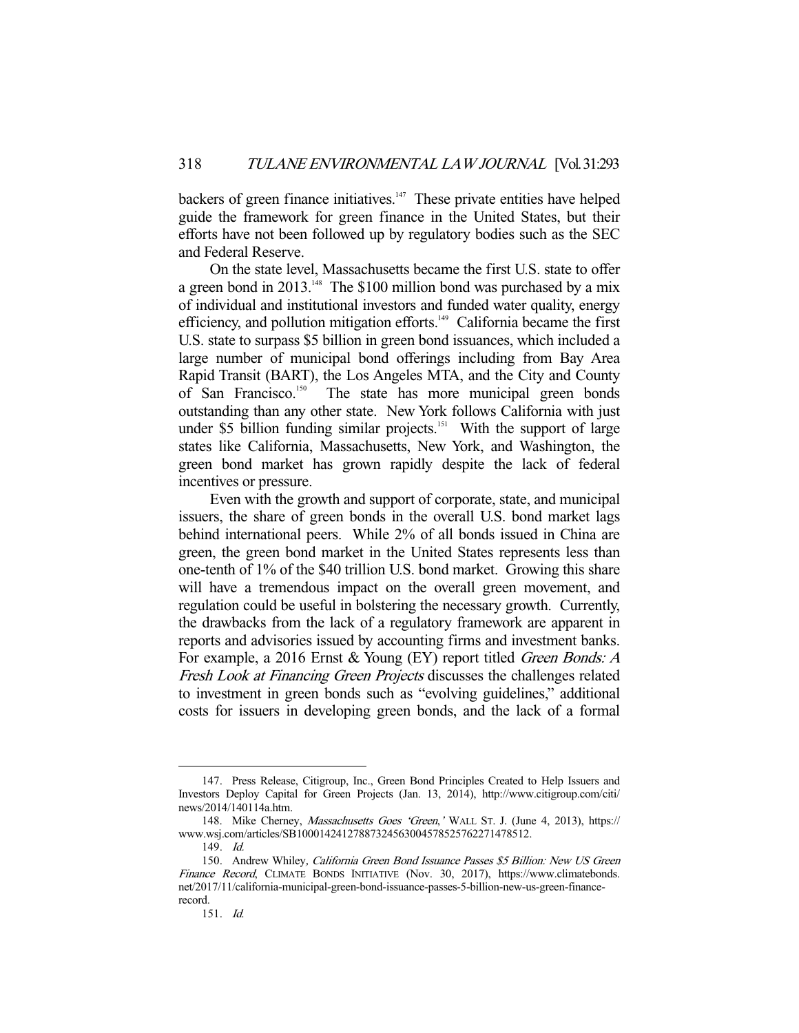backers of green finance initiatives.[147] These private entities have helped guide the framework for green finance in the United States, but their efforts have not been followed up by regulatory bodies such as the SEC and Federal Reserve.

On the state level, Massachusetts became the first U.S. state to offer a green bond in 2013.[148] The $100 million bond was purchased by a mix of individual and institutional investors and funded water quality, energy efficiency, and pollution mitigation efforts.[149] California became the first U.S. state to surpass $5 billion in green bond issuances, which included a large number of municipal bond offerings including from Bay Area Rapid Transit (BART), the Los Angeles MTA, and the City and County of San Francisco.[150] The state has more municipal green bonds outstanding than any other state. New York follows California with just under $5 billion funding similar projects.[151] With the support of large states like California, Massachusetts, New York, and Washington, the green bond market has grown rapidly despite the lack of federal incentives or pressure.

Even with the growth and support of corporate, state, and municipal issuers, the share of green bonds in the overall U.S. bond market lags behind international peers. While 2% of all bonds issued in China are green, the green bond market in the United States represents less than one-tenth of 1% of the $40 trillion U.S. bond market. Growing this share will have a tremendous impact on the overall green movement, and regulation could be useful in bolstering the necessary growth. Currently, the drawbacks from the lack of a regulatory framework are apparent in reports and advisories issued by accounting firms and investment banks. For example, a 2016 Ernst & Young (EY) report titled *Green Bonds: A Fresh Look at Financing Green Projects* discusses the challenges related to investment in green bonds such as "evolving guidelines," additional costs for issuers in developing green bonds, and the lack of a formal

---

147. Press Release, Citigroup, Inc., Green Bond Principles Created to Help Issuers and Investors Deploy Capital for Green Projects (Jan. 13, 2014), http://www.citigroup.com/citi/news/2014/140114a.htm.

148. Mike Cherney, *Massachusetts Goes 'Green,'* WALL ST. J. (June 4, 2013), https://www.wsj.com/articles/SB10001424127887324563004578525762271478512.

149. *Id.*

150. Andrew Whiley, *California Green Bond Issuance Passes $5 Billion: New US Green Finance Record*, CLIMATE BONDS INITIATIVE (Nov. 30, 2017), https://www.climatebonds.net/2017/11/california-municipal-green-bond-issuance-passes-5-billion-new-us-green-finance-record.

151. *Id.*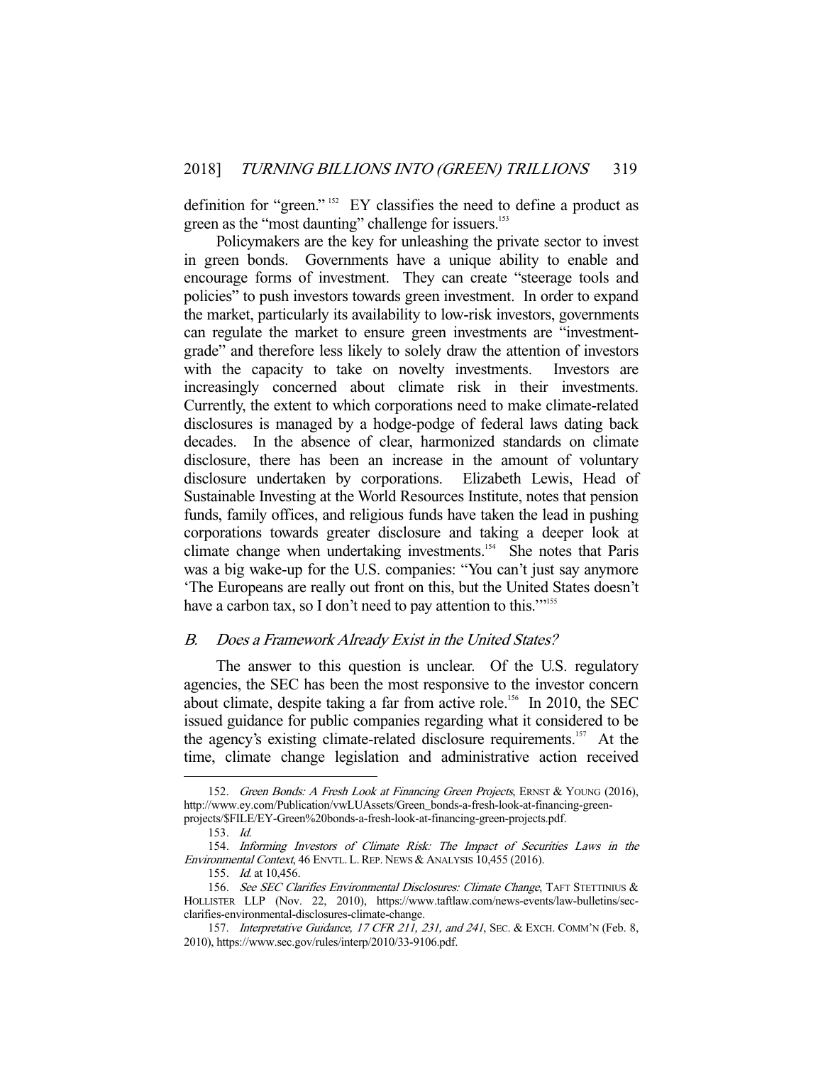definition for "green."[152] EY classifies the need to define a product as green as the "most daunting" challenge for issuers.[153]

Policymakers are the key for unleashing the private sector to invest in green bonds. Governments have a unique ability to enable and encourage forms of investment. They can create "steerage tools and policies" to push investors towards green investment. In order to expand the market, particularly its availability to low-risk investors, governments can regulate the market to ensure green investments are "investment-grade" and therefore less likely to solely draw the attention of investors with the capacity to take on novelty investments. Investors are increasingly concerned about climate risk in their investments. Currently, the extent to which corporations need to make climate-related disclosures is managed by a hodge-podge of federal laws dating back decades. In the absence of clear, harmonized standards on climate disclosure, there has been an increase in the amount of voluntary disclosure undertaken by corporations. Elizabeth Lewis, Head of Sustainable Investing at the World Resources Institute, notes that pension funds, family offices, and religious funds have taken the lead in pushing corporations towards greater disclosure and taking a deeper look at climate change when undertaking investments.[154] She notes that Paris was a big wake-up for the U.S. companies: "You can't just say anymore 'The Europeans are really out front on this, but the United States doesn't have a carbon tax, so I don't need to pay attention to this.'"[155]

## *B. Does a Framework Already Exist in the United States?*

The answer to this question is unclear. Of the U.S. regulatory agencies, the SEC has been the most responsive to the investor concern about climate, despite taking a far from active role.[156] In 2010, the SEC issued guidance for public companies regarding what it considered to be the agency's existing climate-related disclosure requirements.[157] At the time, climate change legislation and administrative action received

---

152. *Green Bonds: A Fresh Look at Financing Green Projects*, ERNST & YOUNG (2016), http://www.ey.com/Publication/vwLUAssets/Green_bonds-a-fresh-look-at-financing-green-projects/$FILE/EY-Green%20bonds-a-fresh-look-at-financing-green-projects.pdf.

153. *Id.*

154. *Informing Investors of Climate Risk: The Impact of Securities Laws in the Environmental Context*, 46 ENVTL. L. REP. NEWS & ANALYSIS 10,455 (2016).

155. *Id.* at 10,456.

156. *See SEC Clarifies Environmental Disclosures: Climate Change*, TAFT STETTINIUS & HOLLISTER LLP (Nov. 22, 2010), https://www.taftlaw.com/news-events/law-bulletins/sec-clarifies-environmental-disclosures-climate-change.

157. *Interpretative Guidance, 17 CFR 211, 231, and 241*, SEC. & EXCH. COMM'N (Feb. 8, 2010), https://www.sec.gov/rules/interp/2010/33-9106.pdf.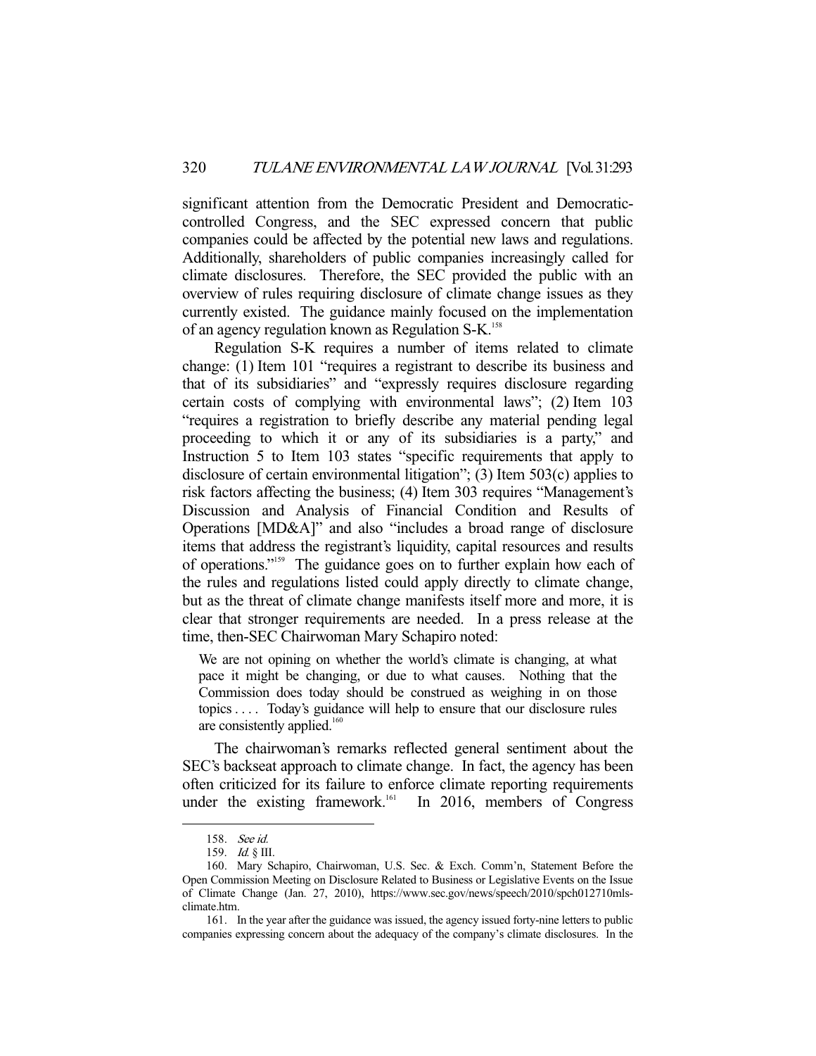significant attention from the Democratic President and Democratic-controlled Congress, and the SEC expressed concern that public companies could be affected by the potential new laws and regulations. Additionally, shareholders of public companies increasingly called for climate disclosures. Therefore, the SEC provided the public with an overview of rules requiring disclosure of climate change issues as they currently existed. The guidance mainly focused on the implementation of an agency regulation known as Regulation S-K.[158]

Regulation S-K requires a number of items related to climate change: (1) Item 101 "requires a registrant to describe its business and that of its subsidiaries" and "expressly requires disclosure regarding certain costs of complying with environmental laws"; (2) Item 103 "requires a registration to briefly describe any material pending legal proceeding to which it or any of its subsidiaries is a party," and Instruction 5 to Item 103 states "specific requirements that apply to disclosure of certain environmental litigation"; (3) Item 503(c) applies to risk factors affecting the business; (4) Item 303 requires "Management's Discussion and Analysis of Financial Condition and Results of Operations [MD&A]" and also "includes a broad range of disclosure items that address the registrant's liquidity, capital resources and results of operations."[159] The guidance goes on to further explain how each of the rules and regulations listed could apply directly to climate change, but as the threat of climate change manifests itself more and more, it is clear that stronger requirements are needed. In a press release at the time, then-SEC Chairwoman Mary Schapiro noted:

> We are not opining on whether the world's climate is changing, at what pace it might be changing, or due to what causes. Nothing that the Commission does today should be construed as weighing in on those topics . . . . Today's guidance will help to ensure that our disclosure rules are consistently applied.[160]

The chairwoman's remarks reflected general sentiment about the SEC's backseat approach to climate change. In fact, the agency has been often criticized for its failure to enforce climate reporting requirements under the existing framework.[161] In 2016, members of Congress

---

158. *See id.*

159. *Id.* § III.

160. Mary Schapiro, Chairwoman, U.S. Sec. & Exch. Comm'n, Statement Before the Open Commission Meeting on Disclosure Related to Business or Legislative Events on the Issue of Climate Change (Jan. 27, 2010), https://www.sec.gov/news/speech/2010/spch012710mls-climate.htm.

161. In the year after the guidance was issued, the agency issued forty-nine letters to public companies expressing concern about the adequacy of the company's climate disclosures. In the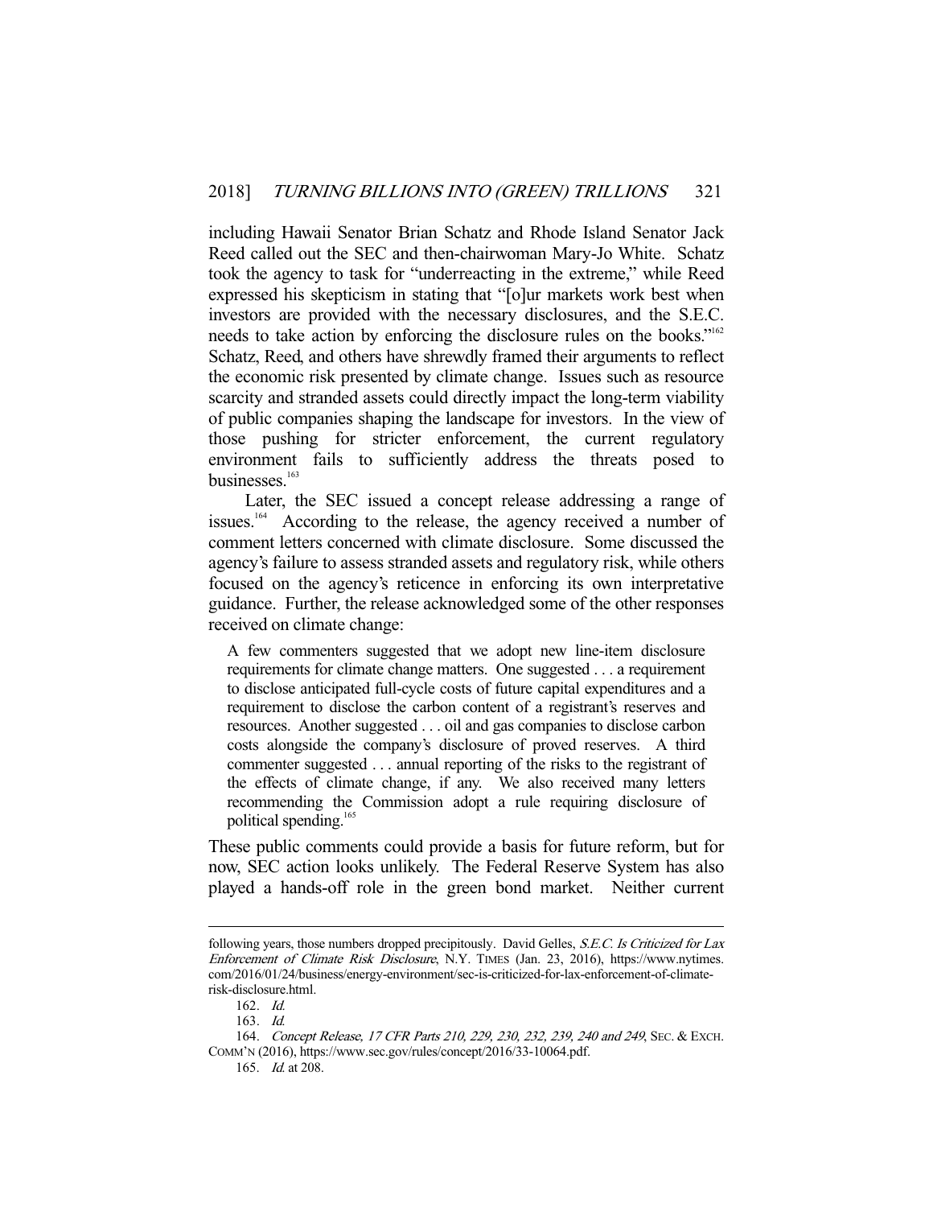including Hawaii Senator Brian Schatz and Rhode Island Senator Jack Reed called out the SEC and then-chairwoman Mary-Jo White. Schatz took the agency to task for "underreacting in the extreme," while Reed expressed his skepticism in stating that "[o]ur markets work best when investors are provided with the necessary disclosures, and the S.E.C. needs to take action by enforcing the disclosure rules on the books."[162] Schatz, Reed, and others have shrewdly framed their arguments to reflect the economic risk presented by climate change. Issues such as resource scarcity and stranded assets could directly impact the long-term viability of public companies shaping the landscape for investors. In the view of those pushing for stricter enforcement, the current regulatory environment fails to sufficiently address the threats posed to businesses.[163]

Later, the SEC issued a concept release addressing a range of issues.[164] According to the release, the agency received a number of comment letters concerned with climate disclosure. Some discussed the agency's failure to assess stranded assets and regulatory risk, while others focused on the agency's reticence in enforcing its own interpretative guidance. Further, the release acknowledged some of the other responses received on climate change:

> A few commenters suggested that we adopt new line-item disclosure requirements for climate change matters. One suggested . . . a requirement to disclose anticipated full-cycle costs of future capital expenditures and a requirement to disclose the carbon content of a registrant's reserves and resources. Another suggested . . . oil and gas companies to disclose carbon costs alongside the company's disclosure of proved reserves. A third commenter suggested . . . annual reporting of the risks to the registrant of the effects of climate change, if any. We also received many letters recommending the Commission adopt a rule requiring disclosure of political spending.[165]

These public comments could provide a basis for future reform, but for now, SEC action looks unlikely. The Federal Reserve System has also played a hands-off role in the green bond market. Neither current

---

following years, those numbers dropped precipitously. David Gelles, *S.E.C. Is Criticized for Lax Enforcement of Climate Risk Disclosure*, N.Y. TIMES (Jan. 23, 2016), https://www.nytimes.com/2016/01/24/business/energy-environment/sec-is-criticized-for-lax-enforcement-of-climate-risk-disclosure.html.

162. *Id.*

163. *Id.*

164. *Concept Release, 17 CFR Parts 210, 229, 230, 232, 239, 240 and 249*, SEC. & EXCH. COMM'N (2016), https://www.sec.gov/rules/concept/2016/33-10064.pdf.

165. *Id.* at 208.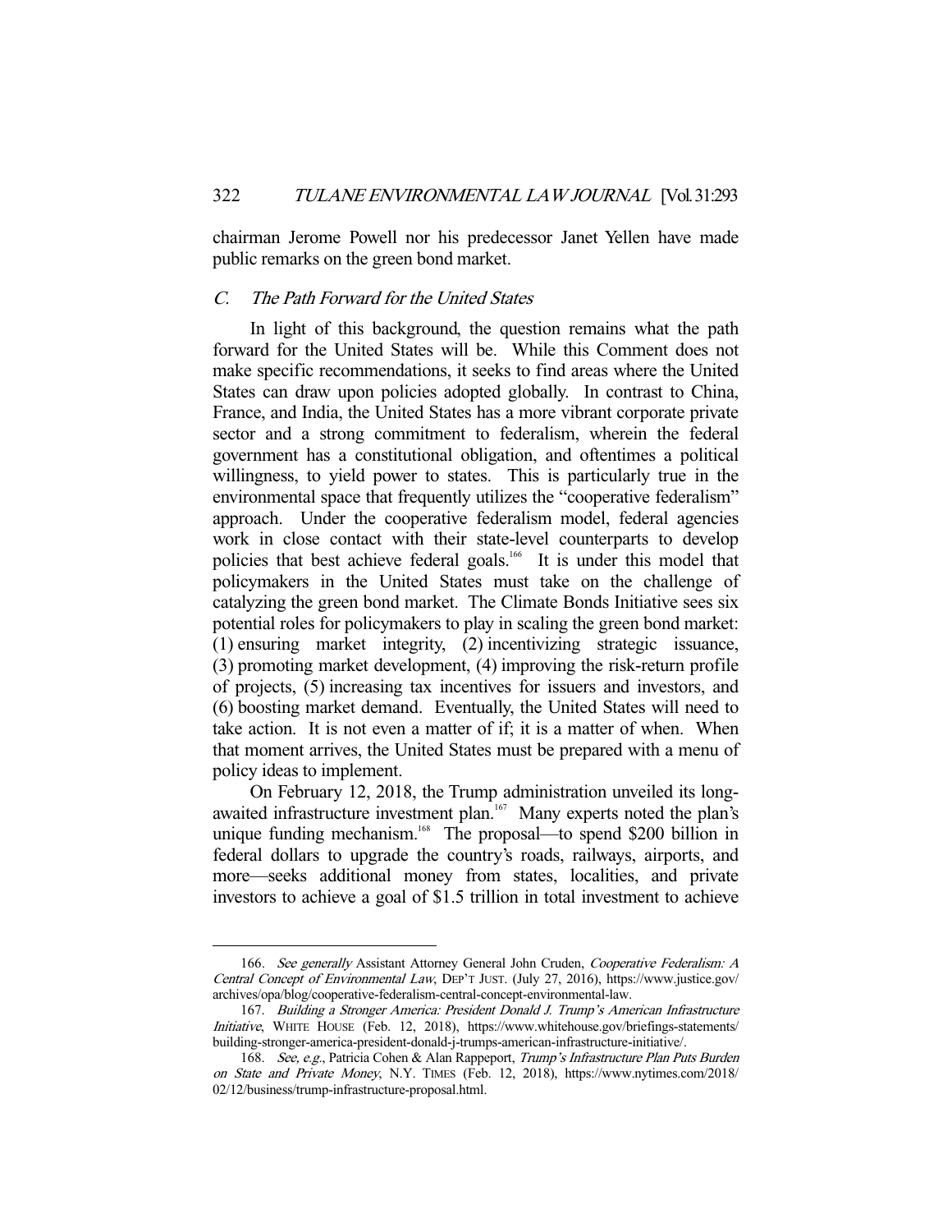chairman Jerome Powell nor his predecessor Janet Yellen have made public remarks on the green bond market.

### C. *The Path Forward for the United States*

In light of this background, the question remains what the path forward for the United States will be. While this Comment does not make specific recommendations, it seeks to find areas where the United States can draw upon policies adopted globally. In contrast to China, France, and India, the United States has a more vibrant corporate private sector and a strong commitment to federalism, wherein the federal government has a constitutional obligation, and oftentimes a political willingness, to yield power to states. This is particularly true in the environmental space that frequently utilizes the "cooperative federalism" approach. Under the cooperative federalism model, federal agencies work in close contact with their state-level counterparts to develop policies that best achieve federal goals.[166] It is under this model that policymakers in the United States must take on the challenge of catalyzing the green bond market. The Climate Bonds Initiative sees six potential roles for policymakers to play in scaling the green bond market: (1) ensuring market integrity, (2) incentivizing strategic issuance, (3) promoting market development, (4) improving the risk-return profile of projects, (5) increasing tax incentives for issuers and investors, and (6) boosting market demand. Eventually, the United States will need to take action. It is not even a matter of if; it is a matter of when. When that moment arrives, the United States must be prepared with a menu of policy ideas to implement.

On February 12, 2018, the Trump administration unveiled its long-awaited infrastructure investment plan.[167] Many experts noted the plan's unique funding mechanism.[168] The proposal—to spend $200 billion in federal dollars to upgrade the country's roads, railways, airports, and more—seeks additional money from states, localities, and private investors to achieve a goal of $1.5 trillion in total investment to achieve

---

166. *See generally* Assistant Attorney General John Cruden, *Cooperative Federalism: A Central Concept of Environmental Law*, DEP'T JUST. (July 27, 2016), https://www.justice.gov/archives/opa/blog/cooperative-federalism-central-concept-environmental-law.

167. *Building a Stronger America: President Donald J. Trump's American Infrastructure Initiative*, WHITE HOUSE (Feb. 12, 2018), https://www.whitehouse.gov/briefings-statements/building-stronger-america-president-donald-j-trumps-american-infrastructure-initiative/.

168. *See, e.g.*, Patricia Cohen & Alan Rappeport, *Trump's Infrastructure Plan Puts Burden on State and Private Money*, N.Y. TIMES (Feb. 12, 2018), https://www.nytimes.com/2018/02/12/business/trump-infrastructure-proposal.html.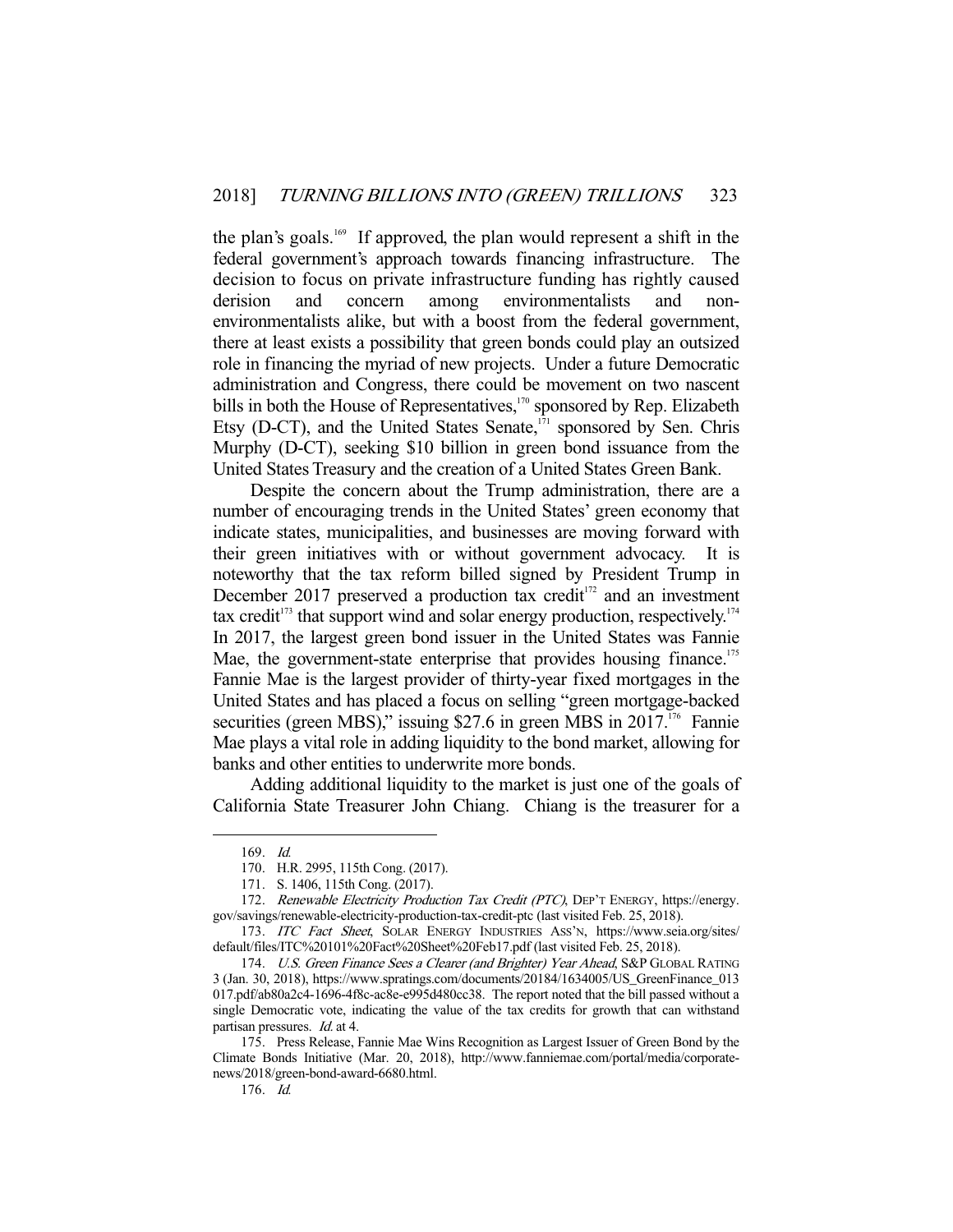the plan's goals.[169] If approved, the plan would represent a shift in the federal government's approach towards financing infrastructure. The decision to focus on private infrastructure funding has rightly caused derision and concern among environmentalists and non-environmentalists alike, but with a boost from the federal government, there at least exists a possibility that green bonds could play an outsized role in financing the myriad of new projects. Under a future Democratic administration and Congress, there could be movement on two nascent bills in both the House of Representatives,[170] sponsored by Rep. Elizabeth Etsy (D-CT), and the United States Senate,[171] sponsored by Sen. Chris Murphy (D-CT), seeking $10 billion in green bond issuance from the United States Treasury and the creation of a United States Green Bank.

Despite the concern about the Trump administration, there are a number of encouraging trends in the United States' green economy that indicate states, municipalities, and businesses are moving forward with their green initiatives with or without government advocacy. It is noteworthy that the tax reform billed signed by President Trump in December 2017 preserved a production tax credit[172] and an investment tax credit[173] that support wind and solar energy production, respectively.[174] In 2017, the largest green bond issuer in the United States was Fannie Mae, the government-state enterprise that provides housing finance.[175] Fannie Mae is the largest provider of thirty-year fixed mortgages in the United States and has placed a focus on selling "green mortgage-backed securities (green MBS)," issuing $27.6 in green MBS in 2017.[176] Fannie Mae plays a vital role in adding liquidity to the bond market, allowing for banks and other entities to underwrite more bonds.

Adding additional liquidity to the market is just one of the goals of California State Treasurer John Chiang. Chiang is the treasurer for a

---

169. *Id.*

170. H.R. 2995, 115th Cong. (2017).

171. S. 1406, 115th Cong. (2017).

172. *Renewable Electricity Production Tax Credit (PTC)*, DEP'T ENERGY, https://energy.gov/savings/renewable-electricity-production-tax-credit-ptc (last visited Feb. 25, 2018).

173. *ITC Fact Sheet*, SOLAR ENERGY INDUSTRIES ASS'N, https://www.seia.org/sites/default/files/ITC%20101%20Fact%20Sheet%20Feb17.pdf (last visited Feb. 25, 2018).

174. *U.S. Green Finance Sees a Clearer (and Brighter) Year Ahead*, S&P GLOBAL RATING 3 (Jan. 30, 2018), https://www.spratings.com/documents/20184/1634005/US_GreenFinance_013017.pdf/ab80a2c4-1696-4f8c-ac8e-e995d480cc38. The report noted that the bill passed without a single Democratic vote, indicating the value of the tax credits for growth that can withstand partisan pressures. *Id.* at 4.

175. Press Release, Fannie Mae Wins Recognition as Largest Issuer of Green Bond by the Climate Bonds Initiative (Mar. 20, 2018), http://www.fanniemae.com/portal/media/corporate-news/2018/green-bond-award-6680.html.

176. *Id.*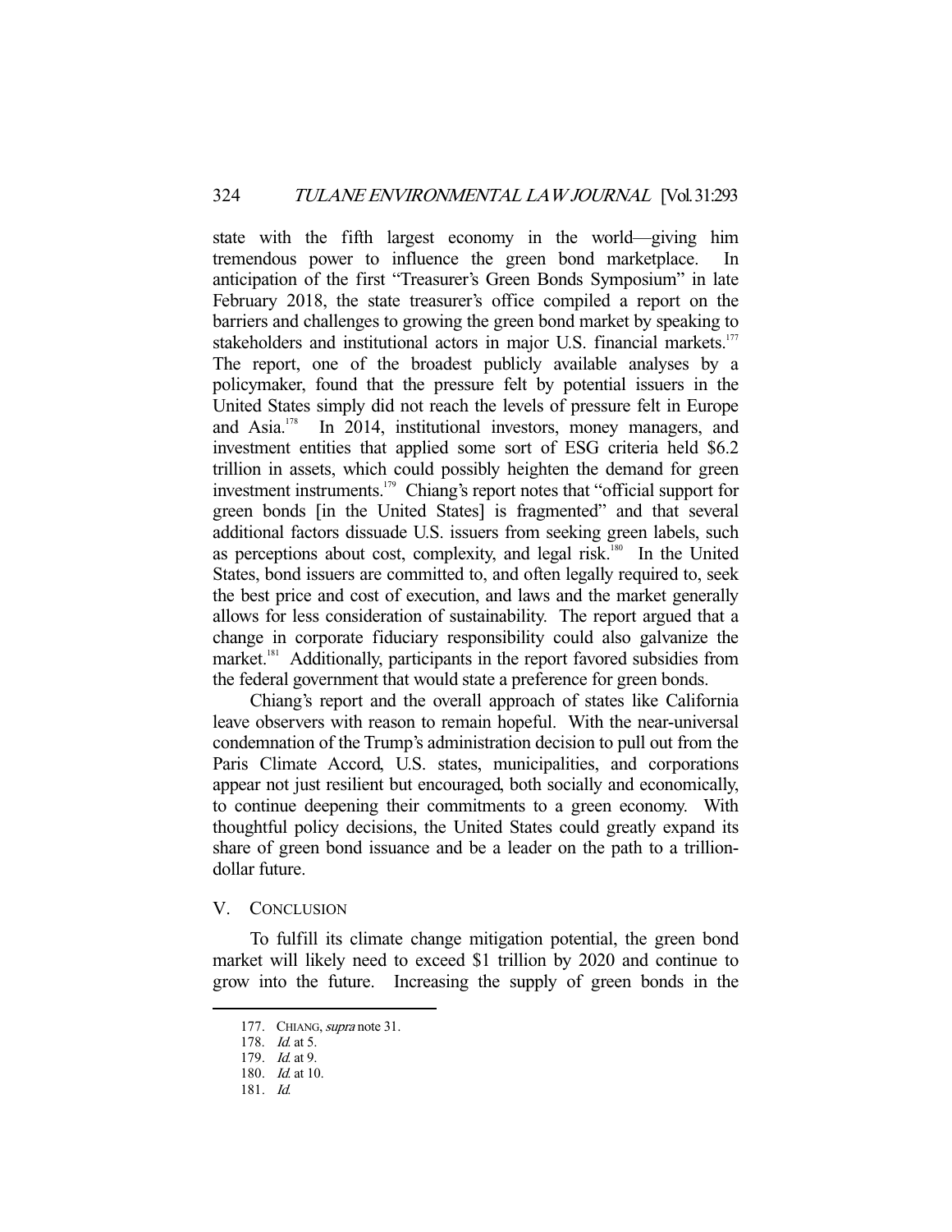state with the fifth largest economy in the world—giving him tremendous power to influence the green bond marketplace. In anticipation of the first "Treasurer's Green Bonds Symposium" in late February 2018, the state treasurer's office compiled a report on the barriers and challenges to growing the green bond market by speaking to stakeholders and institutional actors in major U.S. financial markets.[177] The report, one of the broadest publicly available analyses by a policymaker, found that the pressure felt by potential issuers in the United States simply did not reach the levels of pressure felt in Europe and Asia.[178] In 2014, institutional investors, money managers, and investment entities that applied some sort of ESG criteria held \$6.2 trillion in assets, which could possibly heighten the demand for green investment instruments.[179] Chiang's report notes that "official support for green bonds [in the United States] is fragmented" and that several additional factors dissuade U.S. issuers from seeking green labels, such as perceptions about cost, complexity, and legal risk.[180] In the United States, bond issuers are committed to, and often legally required to, seek the best price and cost of execution, and laws and the market generally allows for less consideration of sustainability. The report argued that a change in corporate fiduciary responsibility could also galvanize the market.[181] Additionally, participants in the report favored subsidies from the federal government that would state a preference for green bonds.

Chiang's report and the overall approach of states like California leave observers with reason to remain hopeful. With the near-universal condemnation of the Trump's administration decision to pull out from the Paris Climate Accord, U.S. states, municipalities, and corporations appear not just resilient but encouraged, both socially and economically, to continue deepening their commitments to a green economy. With thoughtful policy decisions, the United States could greatly expand its share of green bond issuance and be a leader on the path to a trillion-dollar future.

## V. CONCLUSION

To fulfill its climate change mitigation potential, the green bond market will likely need to exceed \$1 trillion by 2020 and continue to grow into the future. Increasing the supply of green bonds in the

---

177. CHIANG, *supra* note 31.

178. *Id.* at 5.

179. *Id.* at 9.

180. *Id.* at 10.

181. *Id.*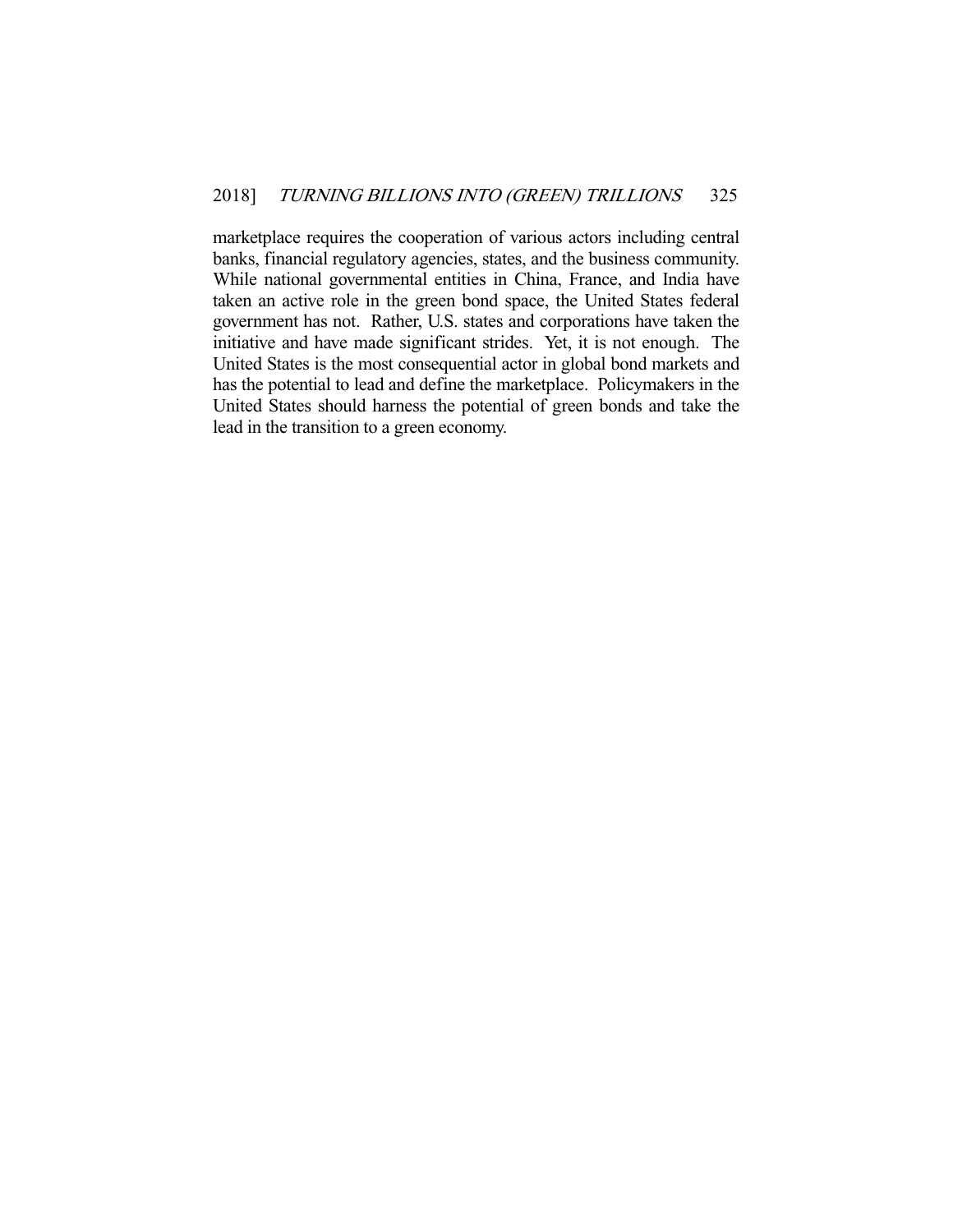marketplace requires the cooperation of various actors including central banks, financial regulatory agencies, states, and the business community. While national governmental entities in China, France, and India have taken an active role in the green bond space, the United States federal government has not. Rather, U.S. states and corporations have taken the initiative and have made significant strides. Yet, it is not enough. The United States is the most consequential actor in global bond markets and has the potential to lead and define the marketplace. Policymakers in the United States should harness the potential of green bonds and take the lead in the transition to a green economy.